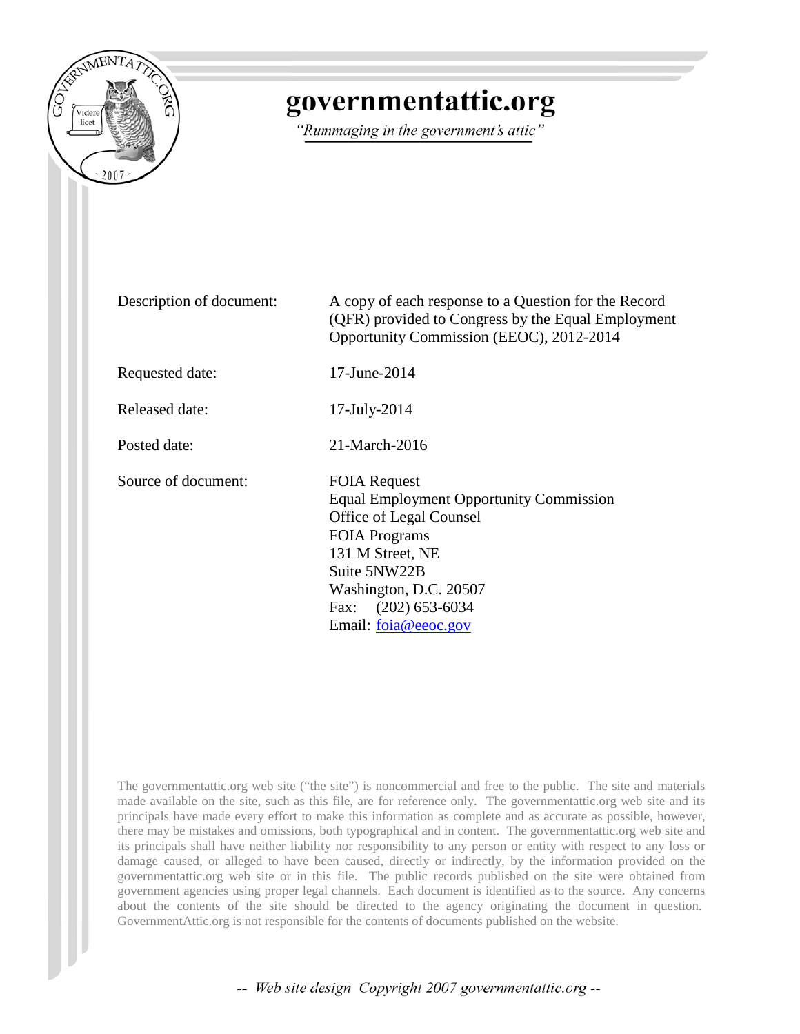# governmentattic.org

*"Rummaging in the government's attic"*

| | |
|---|---|
| Description of document: | A copy of each response to a Question for the Record (QFR) provided to Congress by the Equal Employment Opportunity Commission (EEOC), 2012-2014 |
| Requested date: | 17-June-2014 |
| Released date: | 17-July-2014 |
| Posted date: | 21-March-2016 |
| Source of document: | FOIA Request<br>Equal Employment Opportunity Commission<br>Office of Legal Counsel<br>FOIA Programs<br>131 M Street, NE<br>Suite 5NW22B<br>Washington, D.C. 20507<br>Fax: (202) 653-6034<br>Email: foia@eeoc.gov |

The governmentattic.org web site ("the site") is noncommercial and free to the public. The site and materials made available on the site, such as this file, are for reference only. The governmentattic.org web site and its principals have made every effort to make this information as complete and as accurate as possible, however, there may be mistakes and omissions, both typographical and in content. The governmentattic.org web site and its principals shall have neither liability nor responsibility to any person or entity with respect to any loss or damage caused, or alleged to have been caused, directly or indirectly, by the information provided on the governmentattic.org web site or in this file. The public records published on the site were obtained from government agencies using proper legal channels. Each document is identified as to the source. Any concerns about the contents of the site should be directed to the agency originating the document in question. GovernmentAttic.org is not responsible for the contents of documents published on the website.

-- Web site design Copyright 2007 governmentattic.org --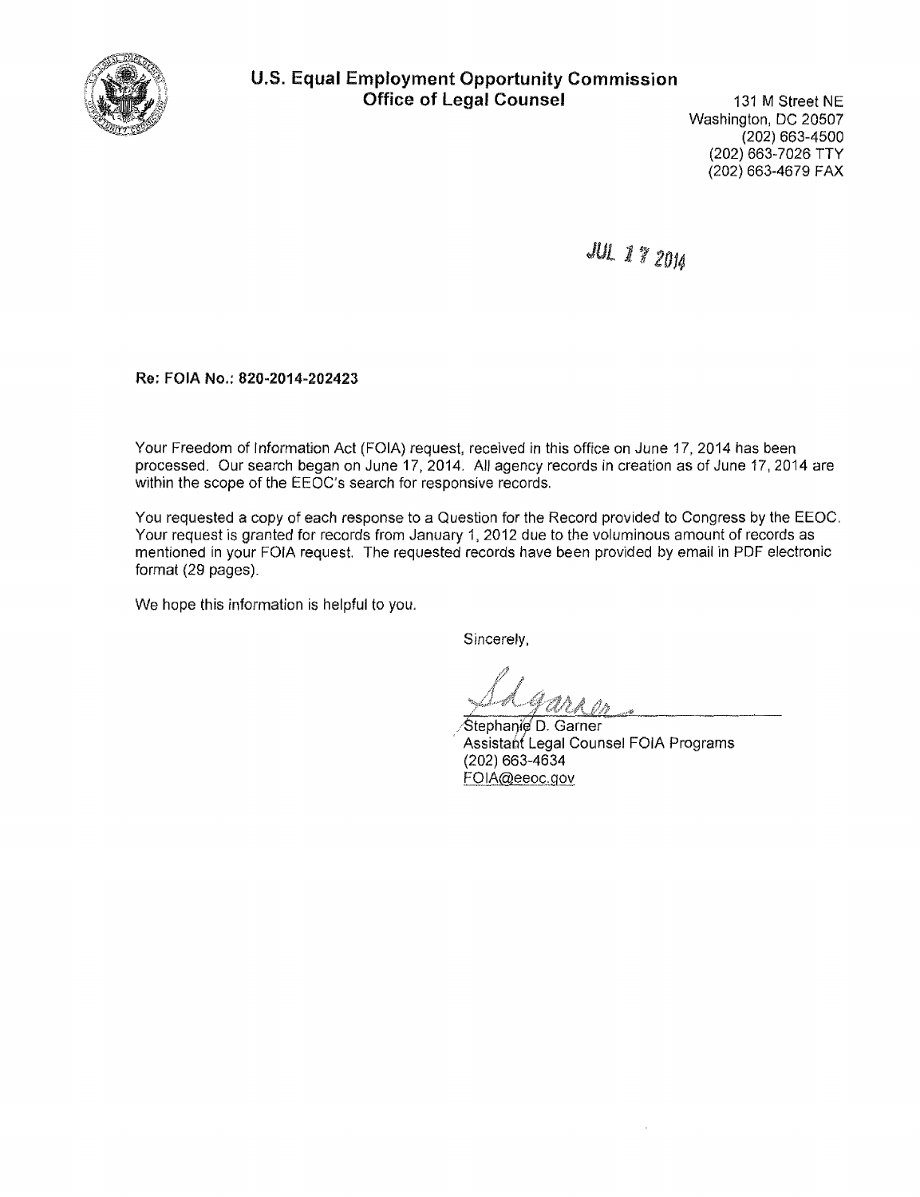**U.S. Equal Employment Opportunity Commission**
**Office of Legal Counsel**

131 M Street NE
Washington, DC 20507
(202) 663-4500
(202) 663-7026 TTY
(202) 663-4679 FAX

JUL 17 2014

**Re: FOIA No.: 820-2014-202423**

Your Freedom of Information Act (FOIA) request, received in this office on June 17, 2014 has been processed. Our search began on June 17, 2014. All agency records in creation as of June 17, 2014 are within the scope of the EEOC's search for responsive records.

You requested a copy of each response to a Question for the Record provided to Congress by the EEOC. Your request is granted for records from January 1, 2012 due to the voluminous amount of records as mentioned in your FOIA request. The requested records have been provided by email in PDF electronic format (29 pages).

We hope this information is helpful to you.

Sincerely,

SDGarner

Stephanie D. Garner
Assistant Legal Counsel FOIA Programs
(202) 663-4634
FOIA@eeoc.gov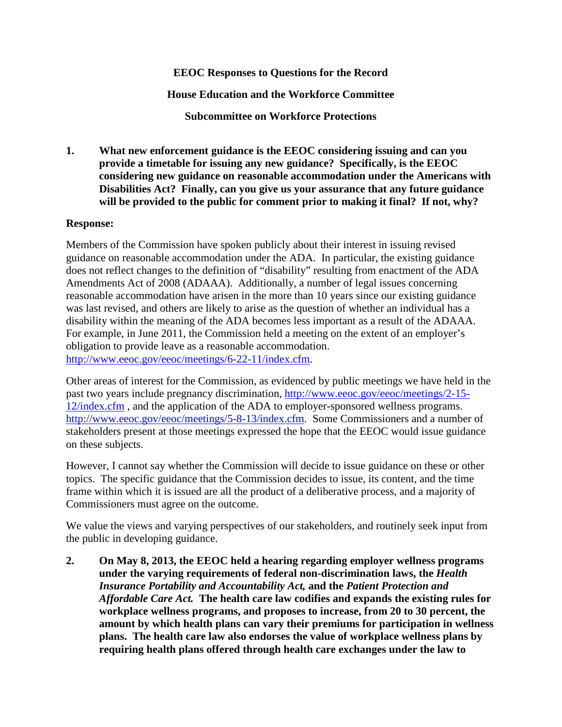**EEOC Responses to Questions for the Record**

**House Education and the Workforce Committee**

**Subcommittee on Workforce Protections**

**1. What new enforcement guidance is the EEOC considering issuing and can you provide a timetable for issuing any new guidance? Specifically, is the EEOC considering new guidance on reasonable accommodation under the Americans with Disabilities Act? Finally, can you give us your assurance that any future guidance will be provided to the public for comment prior to making it final? If not, why?**

**Response:**

Members of the Commission have spoken publicly about their interest in issuing revised guidance on reasonable accommodation under the ADA. In particular, the existing guidance does not reflect changes to the definition of "disability" resulting from enactment of the ADA Amendments Act of 2008 (ADAAA). Additionally, a number of legal issues concerning reasonable accommodation have arisen in the more than 10 years since our existing guidance was last revised, and others are likely to arise as the question of whether an individual has a disability within the meaning of the ADA becomes less important as a result of the ADAAA. For example, in June 2011, the Commission held a meeting on the extent of an employer's obligation to provide leave as a reasonable accommodation. http://www.eeoc.gov/eeoc/meetings/6-22-11/index.cfm.

Other areas of interest for the Commission, as evidenced by public meetings we have held in the past two years include pregnancy discrimination, http://www.eeoc.gov/eeoc/meetings/2-15-12/index.cfm , and the application of the ADA to employer-sponsored wellness programs. http://www.eeoc.gov/eeoc/meetings/5-8-13/index.cfm. Some Commissioners and a number of stakeholders present at those meetings expressed the hope that the EEOC would issue guidance on these subjects.

However, I cannot say whether the Commission will decide to issue guidance on these or other topics. The specific guidance that the Commission decides to issue, its content, and the time frame within which it is issued are all the product of a deliberative process, and a majority of Commissioners must agree on the outcome.

We value the views and varying perspectives of our stakeholders, and routinely seek input from the public in developing guidance.

**2. On May 8, 2013, the EEOC held a hearing regarding employer wellness programs under the varying requirements of federal non-discrimination laws, the *Health Insurance Portability and Accountability Act,* and the *Patient Protection and Affordable Care Act.* The health care law codifies and expands the existing rules for workplace wellness programs, and proposes to increase, from 20 to 30 percent, the amount by which health plans can vary their premiums for participation in wellness plans. The health care law also endorses the value of workplace wellness plans by requiring health plans offered through health care exchanges under the law to**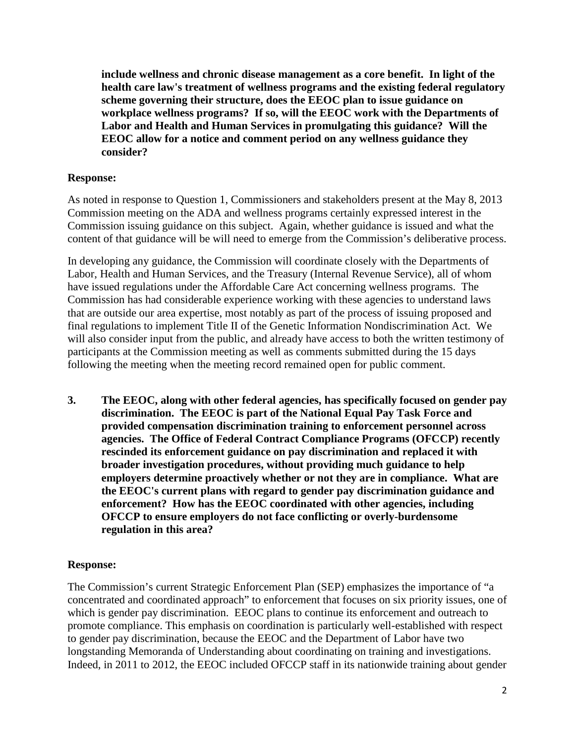**include wellness and chronic disease management as a core benefit. In light of the health care law's treatment of wellness programs and the existing federal regulatory scheme governing their structure, does the EEOC plan to issue guidance on workplace wellness programs? If so, will the EEOC work with the Departments of Labor and Health and Human Services in promulgating this guidance? Will the EEOC allow for a notice and comment period on any wellness guidance they consider?**

**Response:**

As noted in response to Question 1, Commissioners and stakeholders present at the May 8, 2013 Commission meeting on the ADA and wellness programs certainly expressed interest in the Commission issuing guidance on this subject. Again, whether guidance is issued and what the content of that guidance will be will need to emerge from the Commission's deliberative process.

In developing any guidance, the Commission will coordinate closely with the Departments of Labor, Health and Human Services, and the Treasury (Internal Revenue Service), all of whom have issued regulations under the Affordable Care Act concerning wellness programs. The Commission has had considerable experience working with these agencies to understand laws that are outside our area expertise, most notably as part of the process of issuing proposed and final regulations to implement Title II of the Genetic Information Nondiscrimination Act. We will also consider input from the public, and already have access to both the written testimony of participants at the Commission meeting as well as comments submitted during the 15 days following the meeting when the meeting record remained open for public comment.

**3. The EEOC, along with other federal agencies, has specifically focused on gender pay discrimination. The EEOC is part of the National Equal Pay Task Force and provided compensation discrimination training to enforcement personnel across agencies. The Office of Federal Contract Compliance Programs (OFCCP) recently rescinded its enforcement guidance on pay discrimination and replaced it with broader investigation procedures, without providing much guidance to help employers determine proactively whether or not they are in compliance. What are the EEOC's current plans with regard to gender pay discrimination guidance and enforcement? How has the EEOC coordinated with other agencies, including OFCCP to ensure employers do not face conflicting or overly-burdensome regulation in this area?**

**Response:**

The Commission's current Strategic Enforcement Plan (SEP) emphasizes the importance of "a concentrated and coordinated approach" to enforcement that focuses on six priority issues, one of which is gender pay discrimination. EEOC plans to continue its enforcement and outreach to promote compliance. This emphasis on coordination is particularly well-established with respect to gender pay discrimination, because the EEOC and the Department of Labor have two longstanding Memoranda of Understanding about coordinating on training and investigations. Indeed, in 2011 to 2012, the EEOC included OFCCP staff in its nationwide training about gender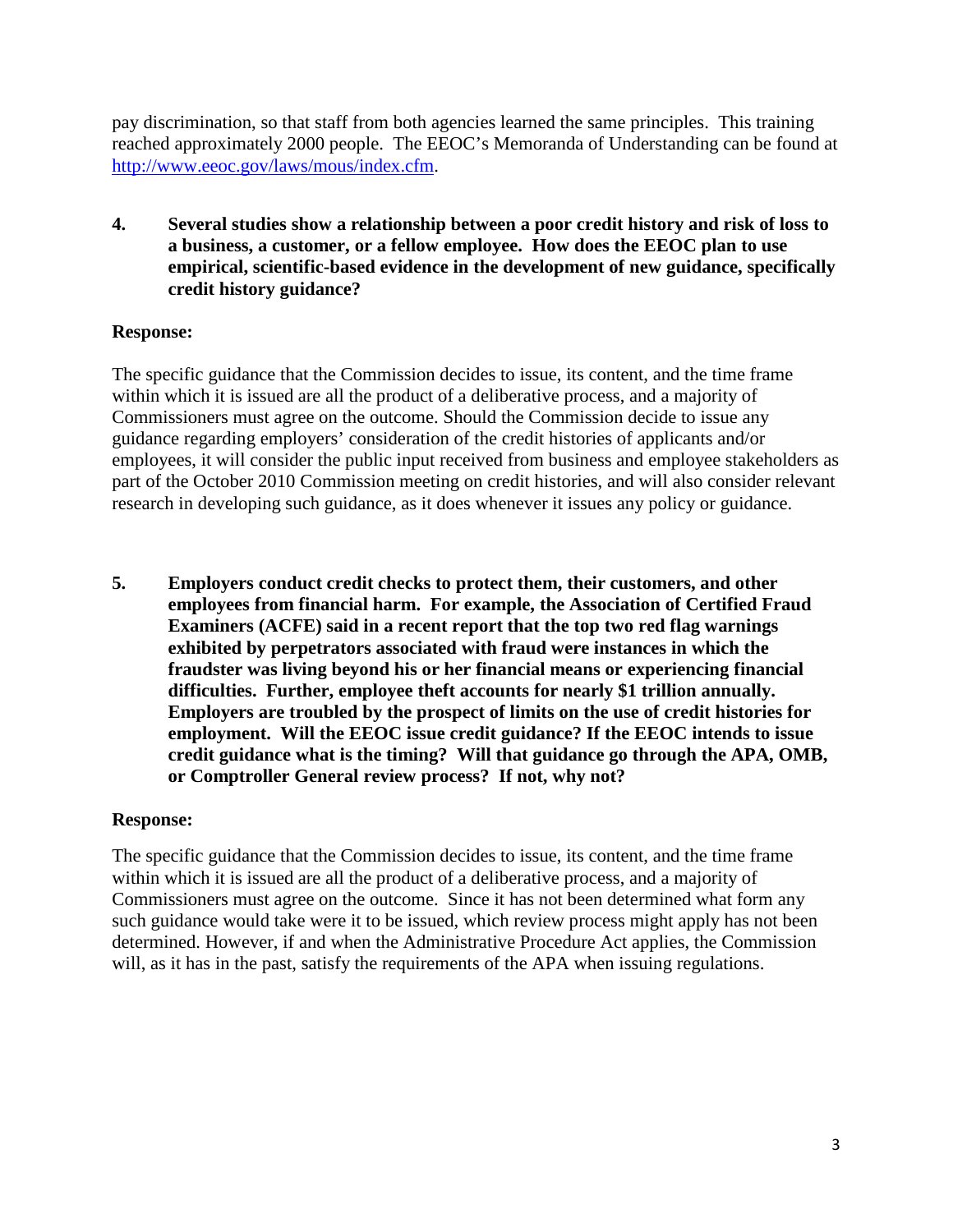pay discrimination, so that staff from both agencies learned the same principles. This training reached approximately 2000 people. The EEOC's Memoranda of Understanding can be found at [http://www.eeoc.gov/laws/mous/index.cfm](http://www.eeoc.gov/laws/mous/index.cfm).

**4. Several studies show a relationship between a poor credit history and risk of loss to a business, a customer, or a fellow employee. How does the EEOC plan to use empirical, scientific-based evidence in the development of new guidance, specifically credit history guidance?**

**Response:**

The specific guidance that the Commission decides to issue, its content, and the time frame within which it is issued are all the product of a deliberative process, and a majority of Commissioners must agree on the outcome. Should the Commission decide to issue any guidance regarding employers' consideration of the credit histories of applicants and/or employees, it will consider the public input received from business and employee stakeholders as part of the October 2010 Commission meeting on credit histories, and will also consider relevant research in developing such guidance, as it does whenever it issues any policy or guidance.

**5. Employers conduct credit checks to protect them, their customers, and other employees from financial harm. For example, the Association of Certified Fraud Examiners (ACFE) said in a recent report that the top two red flag warnings exhibited by perpetrators associated with fraud were instances in which the fraudster was living beyond his or her financial means or experiencing financial difficulties. Further, employee theft accounts for nearly $1 trillion annually. Employers are troubled by the prospect of limits on the use of credit histories for employment. Will the EEOC issue credit guidance? If the EEOC intends to issue credit guidance what is the timing? Will that guidance go through the APA, OMB, or Comptroller General review process? If not, why not?**

**Response:**

The specific guidance that the Commission decides to issue, its content, and the time frame within which it is issued are all the product of a deliberative process, and a majority of Commissioners must agree on the outcome. Since it has not been determined what form any such guidance would take were it to be issued, which review process might apply has not been determined. However, if and when the Administrative Procedure Act applies, the Commission will, as it has in the past, satisfy the requirements of the APA when issuing regulations.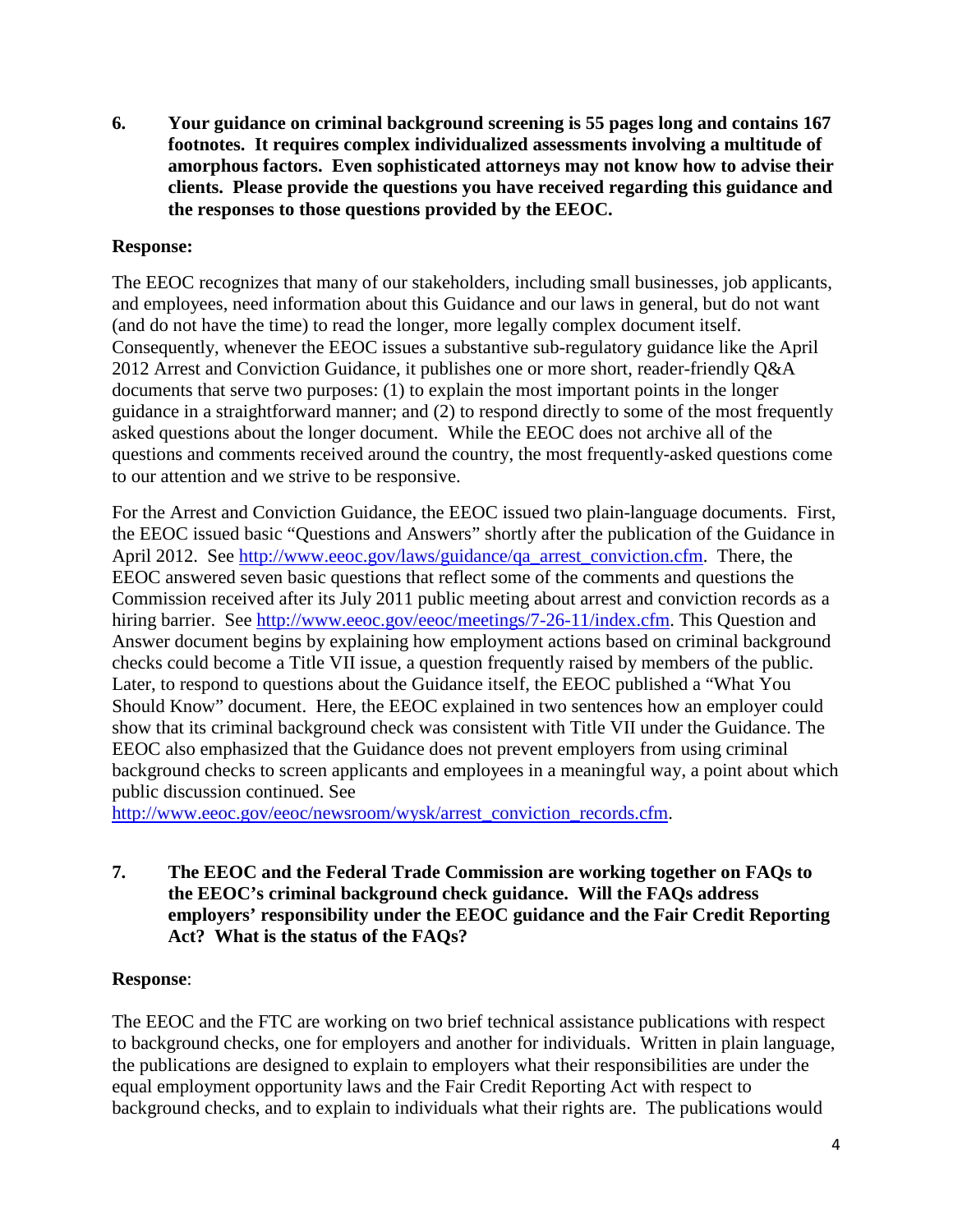**6. Your guidance on criminal background screening is 55 pages long and contains 167 footnotes. It requires complex individualized assessments involving a multitude of amorphous factors. Even sophisticated attorneys may not know how to advise their clients. Please provide the questions you have received regarding this guidance and the responses to those questions provided by the EEOC.**

**Response:**

The EEOC recognizes that many of our stakeholders, including small businesses, job applicants, and employees, need information about this Guidance and our laws in general, but do not want (and do not have the time) to read the longer, more legally complex document itself. Consequently, whenever the EEOC issues a substantive sub-regulatory guidance like the April 2012 Arrest and Conviction Guidance, it publishes one or more short, reader-friendly Q&A documents that serve two purposes: (1) to explain the most important points in the longer guidance in a straightforward manner; and (2) to respond directly to some of the most frequently asked questions about the longer document. While the EEOC does not archive all of the questions and comments received around the country, the most frequently-asked questions come to our attention and we strive to be responsive.

For the Arrest and Conviction Guidance, the EEOC issued two plain-language documents. First, the EEOC issued basic "Questions and Answers" shortly after the publication of the Guidance in April 2012. See http://www.eeoc.gov/laws/guidance/qa_arrest_conviction.cfm. There, the EEOC answered seven basic questions that reflect some of the comments and questions the Commission received after its July 2011 public meeting about arrest and conviction records as a hiring barrier. See http://www.eeoc.gov/eeoc/meetings/7-26-11/index.cfm. This Question and Answer document begins by explaining how employment actions based on criminal background checks could become a Title VII issue, a question frequently raised by members of the public. Later, to respond to questions about the Guidance itself, the EEOC published a "What You Should Know" document. Here, the EEOC explained in two sentences how an employer could show that its criminal background check was consistent with Title VII under the Guidance. The EEOC also emphasized that the Guidance does not prevent employers from using criminal background checks to screen applicants and employees in a meaningful way, a point about which public discussion continued. See http://www.eeoc.gov/eeoc/newsroom/wysk/arrest_conviction_records.cfm.

**7. The EEOC and the Federal Trade Commission are working together on FAQs to the EEOC's criminal background check guidance. Will the FAQs address employers' responsibility under the EEOC guidance and the Fair Credit Reporting Act? What is the status of the FAQs?**

**Response**:

The EEOC and the FTC are working on two brief technical assistance publications with respect to background checks, one for employers and another for individuals. Written in plain language, the publications are designed to explain to employers what their responsibilities are under the equal employment opportunity laws and the Fair Credit Reporting Act with respect to background checks, and to explain to individuals what their rights are. The publications would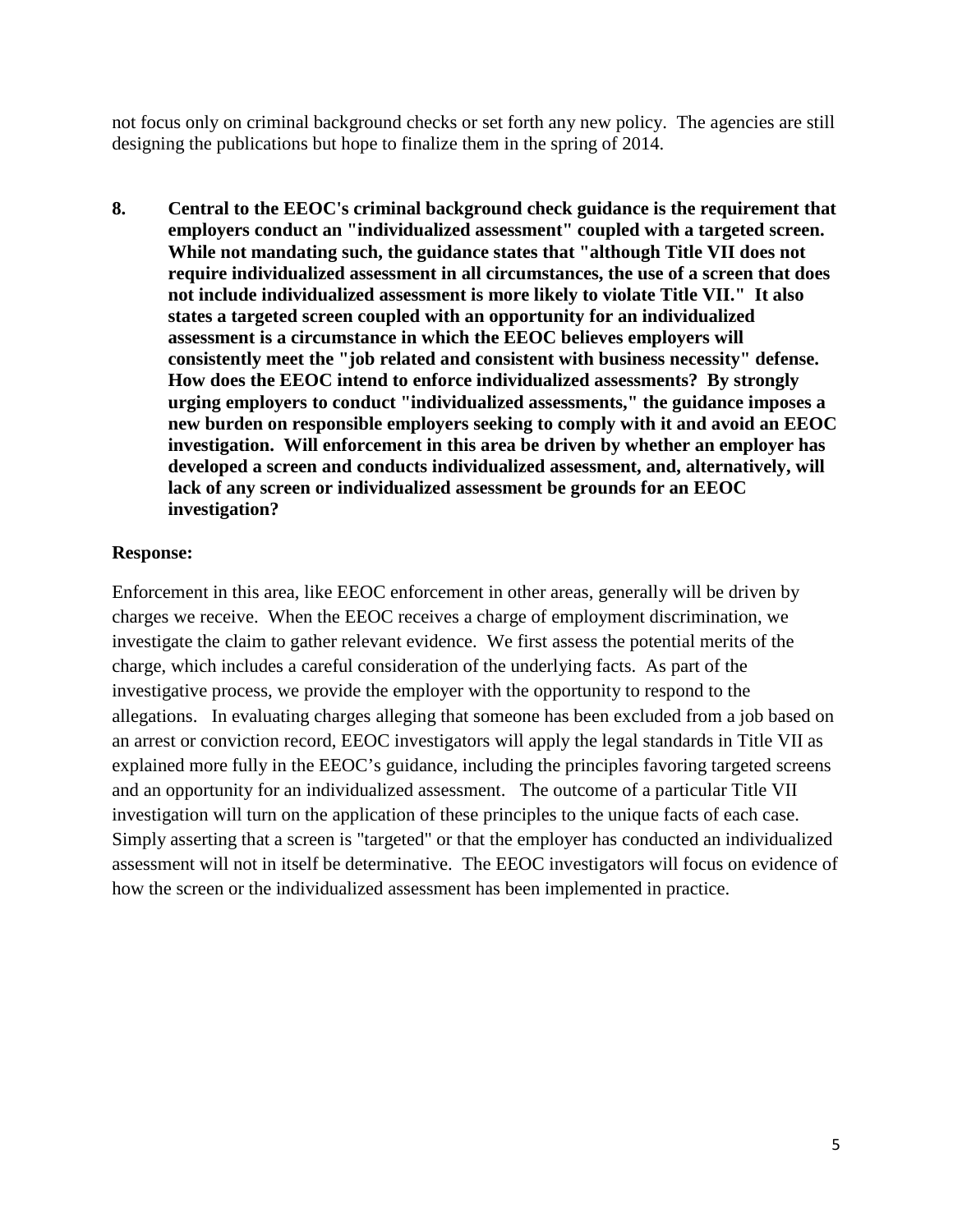not focus only on criminal background checks or set forth any new policy. The agencies are still designing the publications but hope to finalize them in the spring of 2014.

**8. Central to the EEOC's criminal background check guidance is the requirement that employers conduct an "individualized assessment" coupled with a targeted screen. While not mandating such, the guidance states that "although Title VII does not require individualized assessment in all circumstances, the use of a screen that does not include individualized assessment is more likely to violate Title VII." It also states a targeted screen coupled with an opportunity for an individualized assessment is a circumstance in which the EEOC believes employers will consistently meet the "job related and consistent with business necessity" defense. How does the EEOC intend to enforce individualized assessments? By strongly urging employers to conduct "individualized assessments," the guidance imposes a new burden on responsible employers seeking to comply with it and avoid an EEOC investigation. Will enforcement in this area be driven by whether an employer has developed a screen and conducts individualized assessment, and, alternatively, will lack of any screen or individualized assessment be grounds for an EEOC investigation?**

**Response:**

Enforcement in this area, like EEOC enforcement in other areas, generally will be driven by charges we receive. When the EEOC receives a charge of employment discrimination, we investigate the claim to gather relevant evidence. We first assess the potential merits of the charge, which includes a careful consideration of the underlying facts. As part of the investigative process, we provide the employer with the opportunity to respond to the allegations. In evaluating charges alleging that someone has been excluded from a job based on an arrest or conviction record, EEOC investigators will apply the legal standards in Title VII as explained more fully in the EEOC's guidance, including the principles favoring targeted screens and an opportunity for an individualized assessment. The outcome of a particular Title VII investigation will turn on the application of these principles to the unique facts of each case. Simply asserting that a screen is "targeted" or that the employer has conducted an individualized assessment will not in itself be determinative. The EEOC investigators will focus on evidence of how the screen or the individualized assessment has been implemented in practice.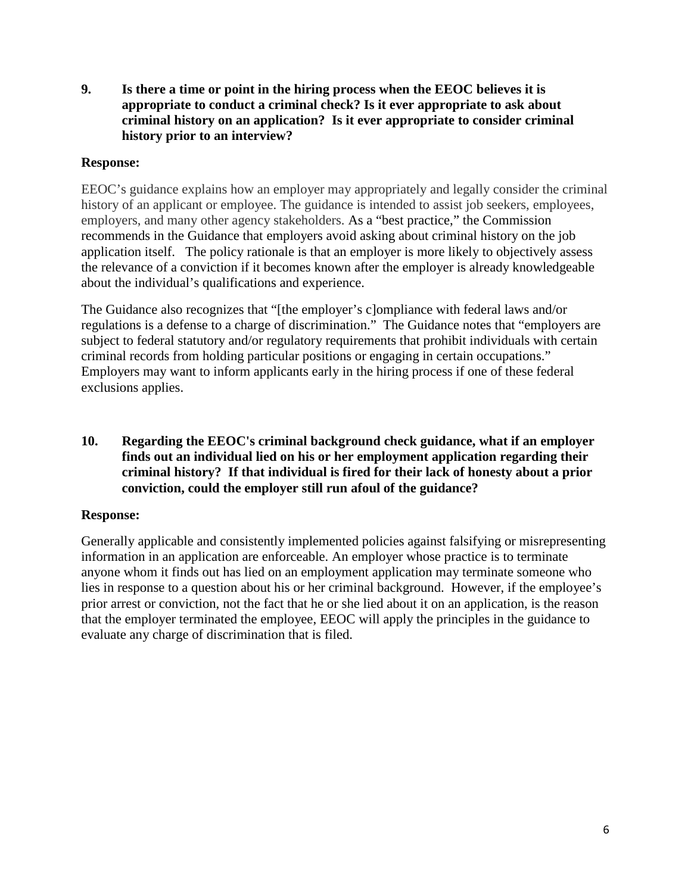**9. Is there a time or point in the hiring process when the EEOC believes it is appropriate to conduct a criminal check? Is it ever appropriate to ask about criminal history on an application? Is it ever appropriate to consider criminal history prior to an interview?**

**Response:**

EEOC's guidance explains how an employer may appropriately and legally consider the criminal history of an applicant or employee. The guidance is intended to assist job seekers, employees, employers, and many other agency stakeholders. As a "best practice," the Commission recommends in the Guidance that employers avoid asking about criminal history on the job application itself. The policy rationale is that an employer is more likely to objectively assess the relevance of a conviction if it becomes known after the employer is already knowledgeable about the individual's qualifications and experience.

The Guidance also recognizes that "[the employer's c]ompliance with federal laws and/or regulations is a defense to a charge of discrimination." The Guidance notes that "employers are subject to federal statutory and/or regulatory requirements that prohibit individuals with certain criminal records from holding particular positions or engaging in certain occupations." Employers may want to inform applicants early in the hiring process if one of these federal exclusions applies.

**10. Regarding the EEOC's criminal background check guidance, what if an employer finds out an individual lied on his or her employment application regarding their criminal history? If that individual is fired for their lack of honesty about a prior conviction, could the employer still run afoul of the guidance?**

**Response:**

Generally applicable and consistently implemented policies against falsifying or misrepresenting information in an application are enforceable. An employer whose practice is to terminate anyone whom it finds out has lied on an employment application may terminate someone who lies in response to a question about his or her criminal background. However, if the employee's prior arrest or conviction, not the fact that he or she lied about it on an application, is the reason that the employer terminated the employee, EEOC will apply the principles in the guidance to evaluate any charge of discrimination that is filed.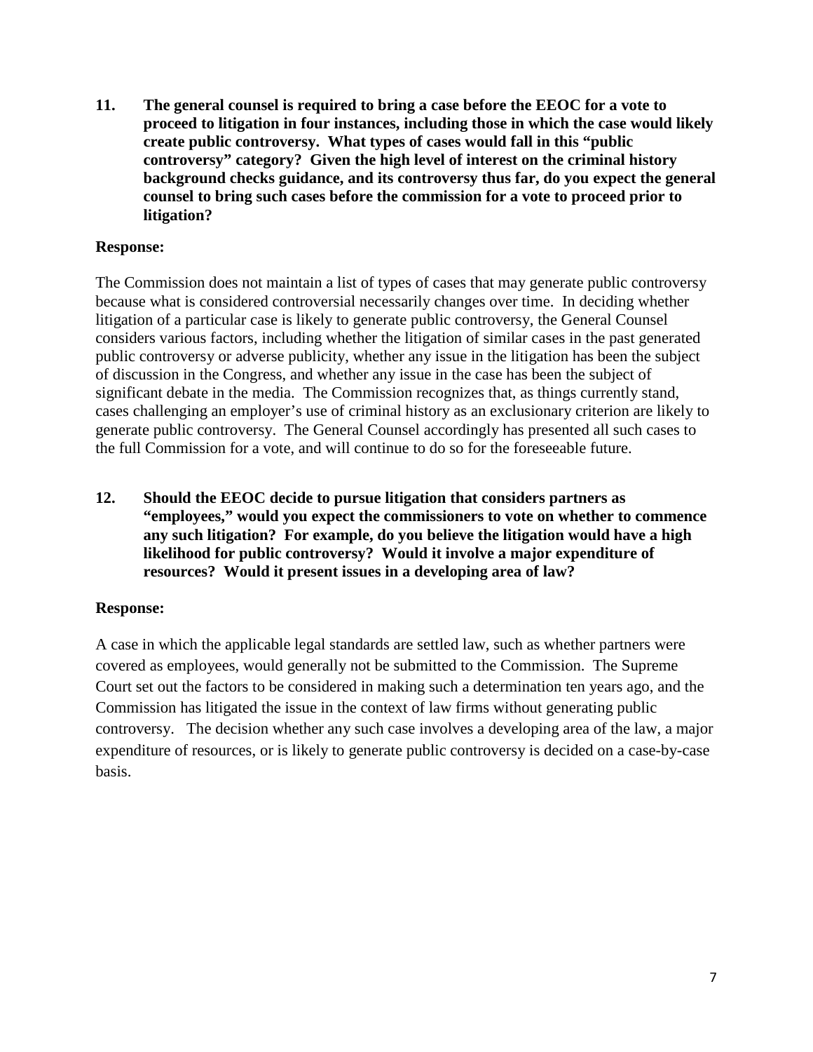**11. The general counsel is required to bring a case before the EEOC for a vote to proceed to litigation in four instances, including those in which the case would likely create public controversy. What types of cases would fall in this "public controversy" category? Given the high level of interest on the criminal history background checks guidance, and its controversy thus far, do you expect the general counsel to bring such cases before the commission for a vote to proceed prior to litigation?**

**Response:**

The Commission does not maintain a list of types of cases that may generate public controversy because what is considered controversial necessarily changes over time. In deciding whether litigation of a particular case is likely to generate public controversy, the General Counsel considers various factors, including whether the litigation of similar cases in the past generated public controversy or adverse publicity, whether any issue in the litigation has been the subject of discussion in the Congress, and whether any issue in the case has been the subject of significant debate in the media. The Commission recognizes that, as things currently stand, cases challenging an employer's use of criminal history as an exclusionary criterion are likely to generate public controversy. The General Counsel accordingly has presented all such cases to the full Commission for a vote, and will continue to do so for the foreseeable future.

**12. Should the EEOC decide to pursue litigation that considers partners as "employees," would you expect the commissioners to vote on whether to commence any such litigation? For example, do you believe the litigation would have a high likelihood for public controversy? Would it involve a major expenditure of resources? Would it present issues in a developing area of law?**

**Response:**

A case in which the applicable legal standards are settled law, such as whether partners were covered as employees, would generally not be submitted to the Commission. The Supreme Court set out the factors to be considered in making such a determination ten years ago, and the Commission has litigated the issue in the context of law firms without generating public controversy. The decision whether any such case involves a developing area of the law, a major expenditure of resources, or is likely to generate public controversy is decided on a case-by-case basis.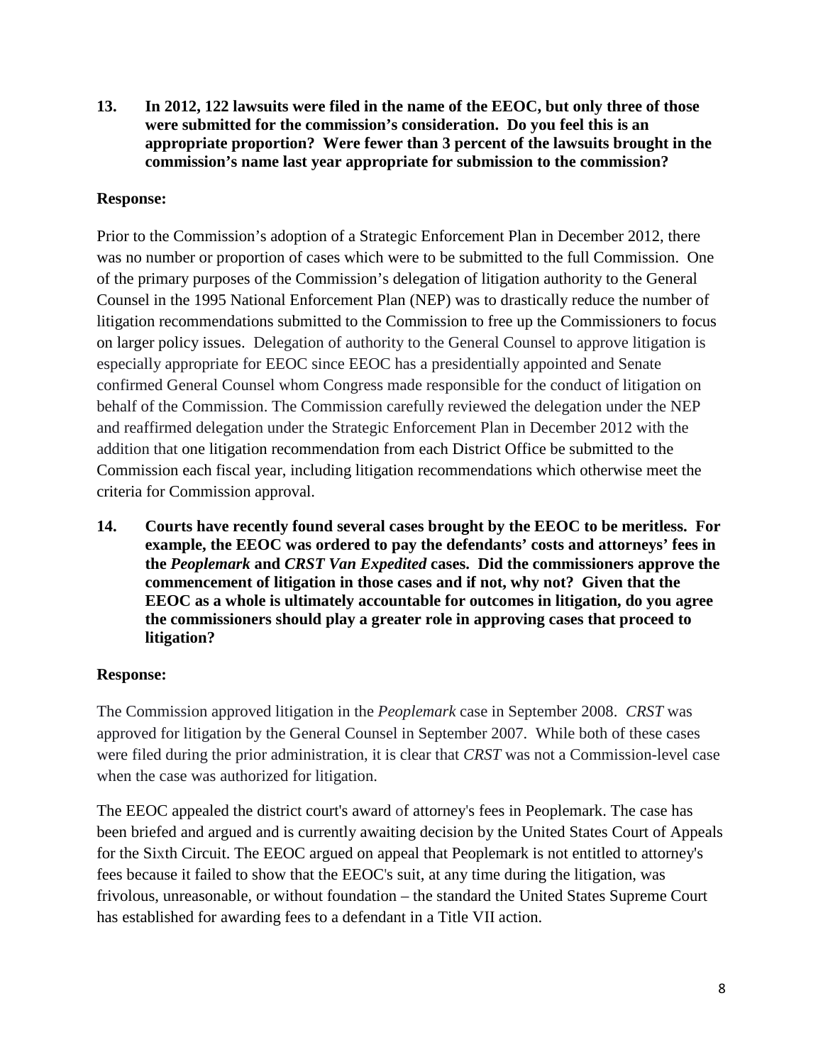**13. In 2012, 122 lawsuits were filed in the name of the EEOC, but only three of those were submitted for the commission's consideration. Do you feel this is an appropriate proportion? Were fewer than 3 percent of the lawsuits brought in the commission's name last year appropriate for submission to the commission?**

**Response:**

Prior to the Commission's adoption of a Strategic Enforcement Plan in December 2012, there was no number or proportion of cases which were to be submitted to the full Commission. One of the primary purposes of the Commission's delegation of litigation authority to the General Counsel in the 1995 National Enforcement Plan (NEP) was to drastically reduce the number of litigation recommendations submitted to the Commission to free up the Commissioners to focus on larger policy issues. Delegation of authority to the General Counsel to approve litigation is especially appropriate for EEOC since EEOC has a presidentially appointed and Senate confirmed General Counsel whom Congress made responsible for the conduct of litigation on behalf of the Commission. The Commission carefully reviewed the delegation under the NEP and reaffirmed delegation under the Strategic Enforcement Plan in December 2012 with the addition that one litigation recommendation from each District Office be submitted to the Commission each fiscal year, including litigation recommendations which otherwise meet the criteria for Commission approval.

**14. Courts have recently found several cases brought by the EEOC to be meritless. For example, the EEOC was ordered to pay the defendants' costs and attorneys' fees in the *Peoplemark* and *CRST Van Expedited* cases. Did the commissioners approve the commencement of litigation in those cases and if not, why not? Given that the EEOC as a whole is ultimately accountable for outcomes in litigation, do you agree the commissioners should play a greater role in approving cases that proceed to litigation?**

**Response:**

The Commission approved litigation in the *Peoplemark* case in September 2008. *CRST* was approved for litigation by the General Counsel in September 2007. While both of these cases were filed during the prior administration, it is clear that *CRST* was not a Commission-level case when the case was authorized for litigation.

The EEOC appealed the district court's award of attorney's fees in Peoplemark. The case has been briefed and argued and is currently awaiting decision by the United States Court of Appeals for the Sixth Circuit. The EEOC argued on appeal that Peoplemark is not entitled to attorney's fees because it failed to show that the EEOC's suit, at any time during the litigation, was frivolous, unreasonable, or without foundation – the standard the United States Supreme Court has established for awarding fees to a defendant in a Title VII action.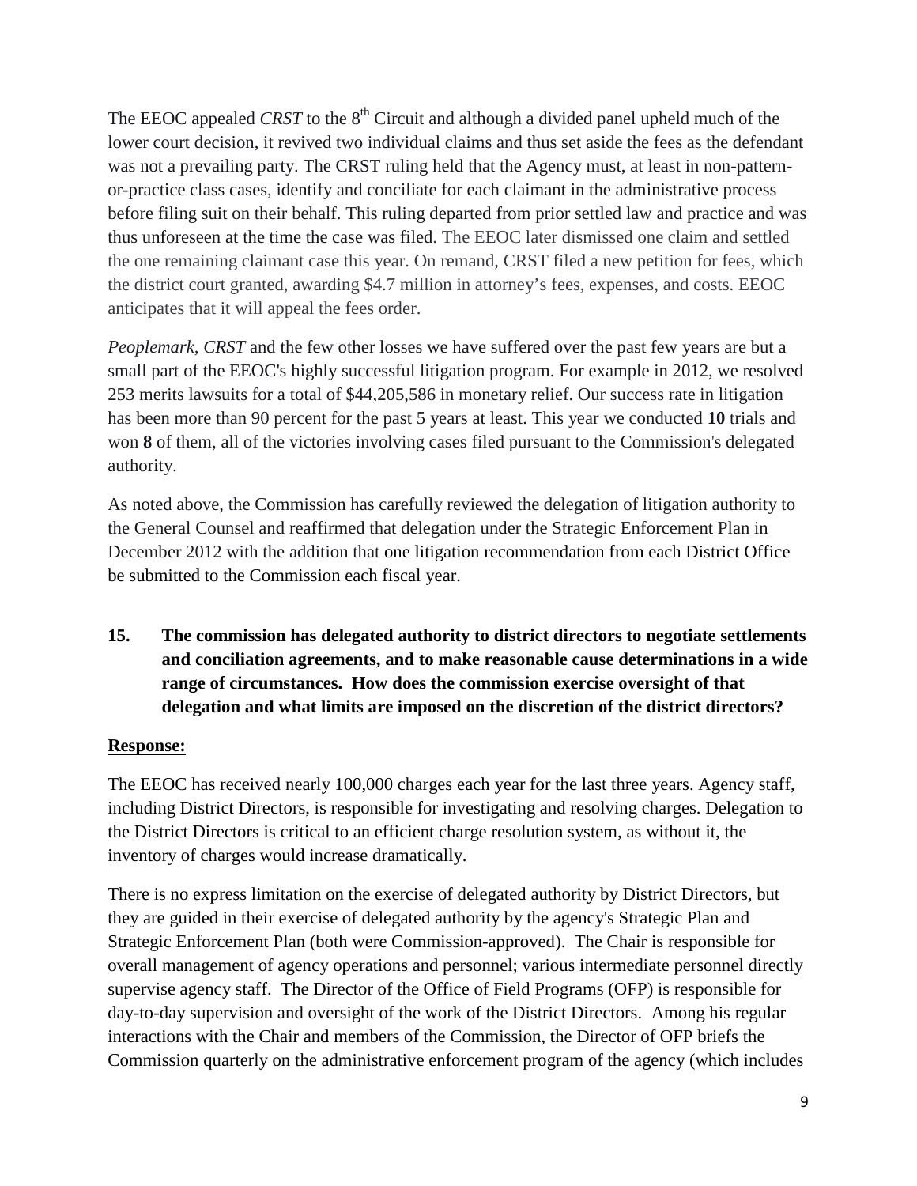The EEOC appealed *CRST* to the 8th Circuit and although a divided panel upheld much of the lower court decision, it revived two individual claims and thus set aside the fees as the defendant was not a prevailing party. The CRST ruling held that the Agency must, at least in non-pattern-or-practice class cases, identify and conciliate for each claimant in the administrative process before filing suit on their behalf. This ruling departed from prior settled law and practice and was thus unforeseen at the time the case was filed. The EEOC later dismissed one claim and settled the one remaining claimant case this year. On remand, CRST filed a new petition for fees, which the district court granted, awarding $4.7 million in attorney's fees, expenses, and costs. EEOC anticipates that it will appeal the fees order.

*Peoplemark, CRST* and the few other losses we have suffered over the past few years are but a small part of the EEOC's highly successful litigation program. For example in 2012, we resolved 253 merits lawsuits for a total of $44,205,586 in monetary relief. Our success rate in litigation has been more than 90 percent for the past 5 years at least. This year we conducted **10** trials and won **8** of them, all of the victories involving cases filed pursuant to the Commission's delegated authority.

As noted above, the Commission has carefully reviewed the delegation of litigation authority to the General Counsel and reaffirmed that delegation under the Strategic Enforcement Plan in December 2012 with the addition that one litigation recommendation from each District Office be submitted to the Commission each fiscal year.

**15. The commission has delegated authority to district directors to negotiate settlements and conciliation agreements, and to make reasonable cause determinations in a wide range of circumstances. How does the commission exercise oversight of that delegation and what limits are imposed on the discretion of the district directors?**

**Response:**

The EEOC has received nearly 100,000 charges each year for the last three years. Agency staff, including District Directors, is responsible for investigating and resolving charges. Delegation to the District Directors is critical to an efficient charge resolution system, as without it, the inventory of charges would increase dramatically.

There is no express limitation on the exercise of delegated authority by District Directors, but they are guided in their exercise of delegated authority by the agency's Strategic Plan and Strategic Enforcement Plan (both were Commission-approved). The Chair is responsible for overall management of agency operations and personnel; various intermediate personnel directly supervise agency staff. The Director of the Office of Field Programs (OFP) is responsible for day-to-day supervision and oversight of the work of the District Directors. Among his regular interactions with the Chair and members of the Commission, the Director of OFP briefs the Commission quarterly on the administrative enforcement program of the agency (which includes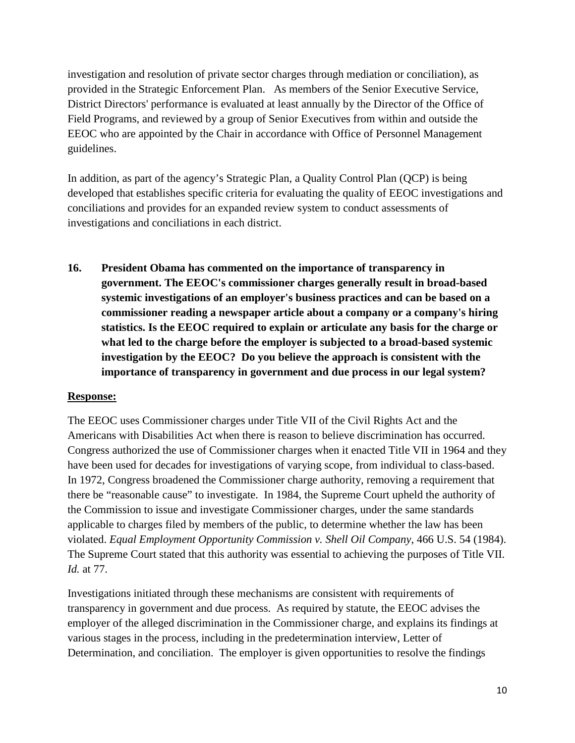investigation and resolution of private sector charges through mediation or conciliation), as provided in the Strategic Enforcement Plan. As members of the Senior Executive Service, District Directors' performance is evaluated at least annually by the Director of the Office of Field Programs, and reviewed by a group of Senior Executives from within and outside the EEOC who are appointed by the Chair in accordance with Office of Personnel Management guidelines.

In addition, as part of the agency's Strategic Plan, a Quality Control Plan (QCP) is being developed that establishes specific criteria for evaluating the quality of EEOC investigations and conciliations and provides for an expanded review system to conduct assessments of investigations and conciliations in each district.

**16. President Obama has commented on the importance of transparency in government. The EEOC's commissioner charges generally result in broad-based systemic investigations of an employer's business practices and can be based on a commissioner reading a newspaper article about a company or a company's hiring statistics. Is the EEOC required to explain or articulate any basis for the charge or what led to the charge before the employer is subjected to a broad-based systemic investigation by the EEOC? Do you believe the approach is consistent with the importance of transparency in government and due process in our legal system?**

**Response:**

The EEOC uses Commissioner charges under Title VII of the Civil Rights Act and the Americans with Disabilities Act when there is reason to believe discrimination has occurred. Congress authorized the use of Commissioner charges when it enacted Title VII in 1964 and they have been used for decades for investigations of varying scope, from individual to class-based. In 1972, Congress broadened the Commissioner charge authority, removing a requirement that there be "reasonable cause" to investigate. In 1984, the Supreme Court upheld the authority of the Commission to issue and investigate Commissioner charges, under the same standards applicable to charges filed by members of the public, to determine whether the law has been violated. *Equal Employment Opportunity Commission v. Shell Oil Company*, 466 U.S. 54 (1984). The Supreme Court stated that this authority was essential to achieving the purposes of Title VII. *Id.* at 77.

Investigations initiated through these mechanisms are consistent with requirements of transparency in government and due process. As required by statute, the EEOC advises the employer of the alleged discrimination in the Commissioner charge, and explains its findings at various stages in the process, including in the predetermination interview, Letter of Determination, and conciliation. The employer is given opportunities to resolve the findings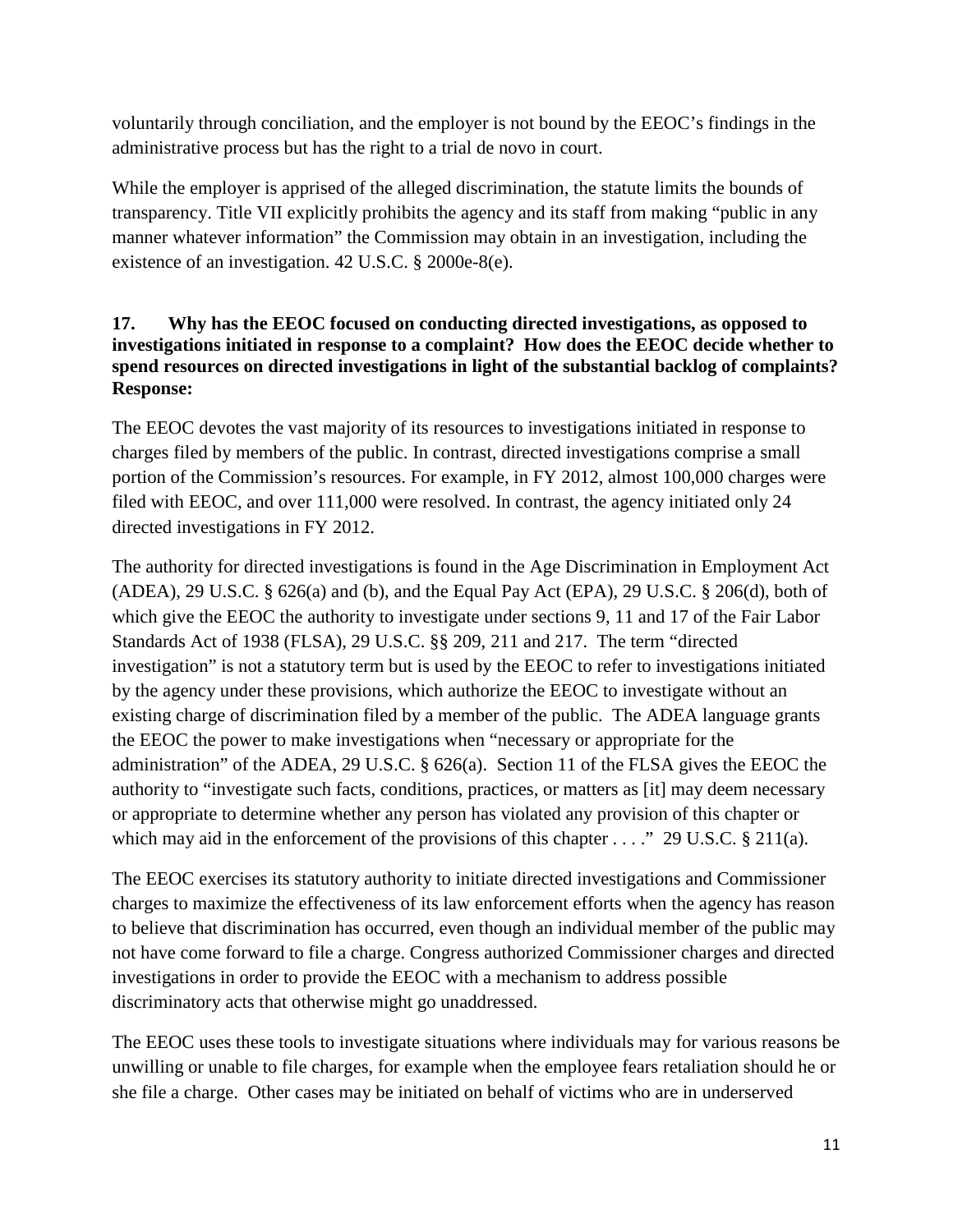voluntarily through conciliation, and the employer is not bound by the EEOC's findings in the administrative process but has the right to a trial de novo in court.

While the employer is apprised of the alleged discrimination, the statute limits the bounds of transparency. Title VII explicitly prohibits the agency and its staff from making "public in any manner whatever information" the Commission may obtain in an investigation, including the existence of an investigation. 42 U.S.C. § 2000e-8(e).

**17. Why has the EEOC focused on conducting directed investigations, as opposed to investigations initiated in response to a complaint? How does the EEOC decide whether to spend resources on directed investigations in light of the substantial backlog of complaints?**
**Response:**

The EEOC devotes the vast majority of its resources to investigations initiated in response to charges filed by members of the public. In contrast, directed investigations comprise a small portion of the Commission's resources. For example, in FY 2012, almost 100,000 charges were filed with EEOC, and over 111,000 were resolved. In contrast, the agency initiated only 24 directed investigations in FY 2012.

The authority for directed investigations is found in the Age Discrimination in Employment Act (ADEA), 29 U.S.C. § 626(a) and (b), and the Equal Pay Act (EPA), 29 U.S.C. § 206(d), both of which give the EEOC the authority to investigate under sections 9, 11 and 17 of the Fair Labor Standards Act of 1938 (FLSA), 29 U.S.C. §§ 209, 211 and 217. The term "directed investigation" is not a statutory term but is used by the EEOC to refer to investigations initiated by the agency under these provisions, which authorize the EEOC to investigate without an existing charge of discrimination filed by a member of the public. The ADEA language grants the EEOC the power to make investigations when "necessary or appropriate for the administration" of the ADEA, 29 U.S.C. § 626(a). Section 11 of the FLSA gives the EEOC the authority to "investigate such facts, conditions, practices, or matters as [it] may deem necessary or appropriate to determine whether any person has violated any provision of this chapter or which may aid in the enforcement of the provisions of this chapter . . . ." 29 U.S.C. § 211(a).

The EEOC exercises its statutory authority to initiate directed investigations and Commissioner charges to maximize the effectiveness of its law enforcement efforts when the agency has reason to believe that discrimination has occurred, even though an individual member of the public may not have come forward to file a charge. Congress authorized Commissioner charges and directed investigations in order to provide the EEOC with a mechanism to address possible discriminatory acts that otherwise might go unaddressed.

The EEOC uses these tools to investigate situations where individuals may for various reasons be unwilling or unable to file charges, for example when the employee fears retaliation should he or she file a charge. Other cases may be initiated on behalf of victims who are in underserved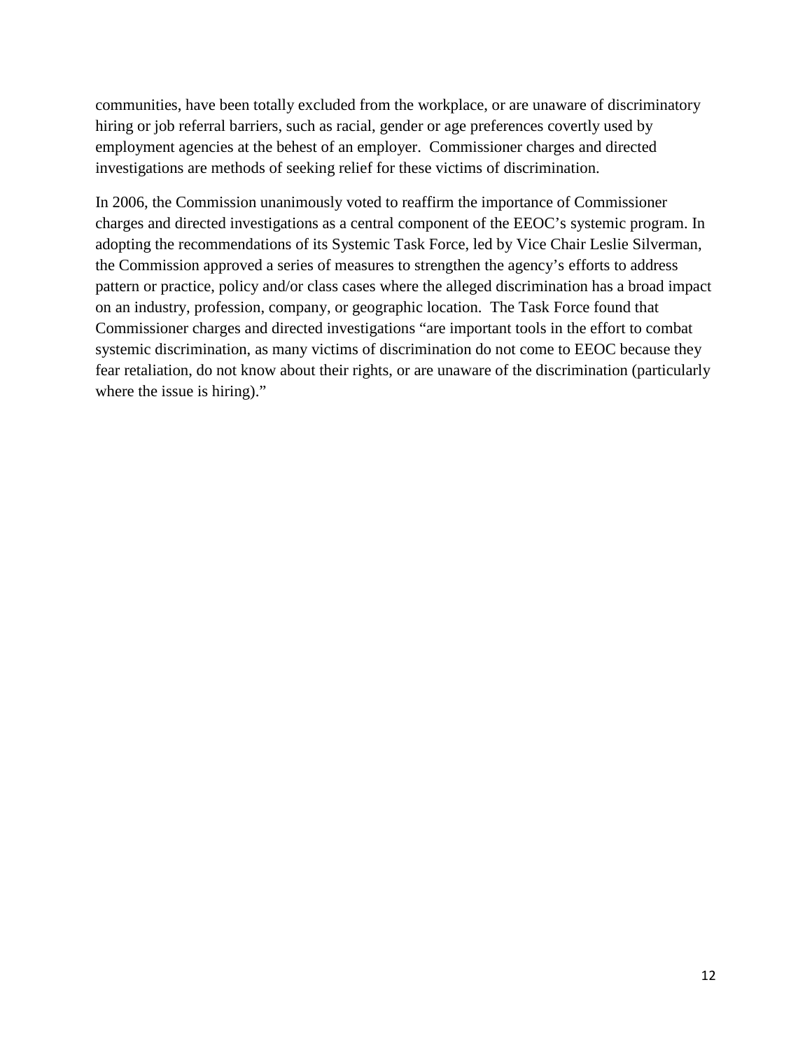communities, have been totally excluded from the workplace, or are unaware of discriminatory hiring or job referral barriers, such as racial, gender or age preferences covertly used by employment agencies at the behest of an employer. Commissioner charges and directed investigations are methods of seeking relief for these victims of discrimination.

In 2006, the Commission unanimously voted to reaffirm the importance of Commissioner charges and directed investigations as a central component of the EEOC's systemic program. In adopting the recommendations of its Systemic Task Force, led by Vice Chair Leslie Silverman, the Commission approved a series of measures to strengthen the agency's efforts to address pattern or practice, policy and/or class cases where the alleged discrimination has a broad impact on an industry, profession, company, or geographic location. The Task Force found that Commissioner charges and directed investigations "are important tools in the effort to combat systemic discrimination, as many victims of discrimination do not come to EEOC because they fear retaliation, do not know about their rights, or are unaware of the discrimination (particularly where the issue is hiring)."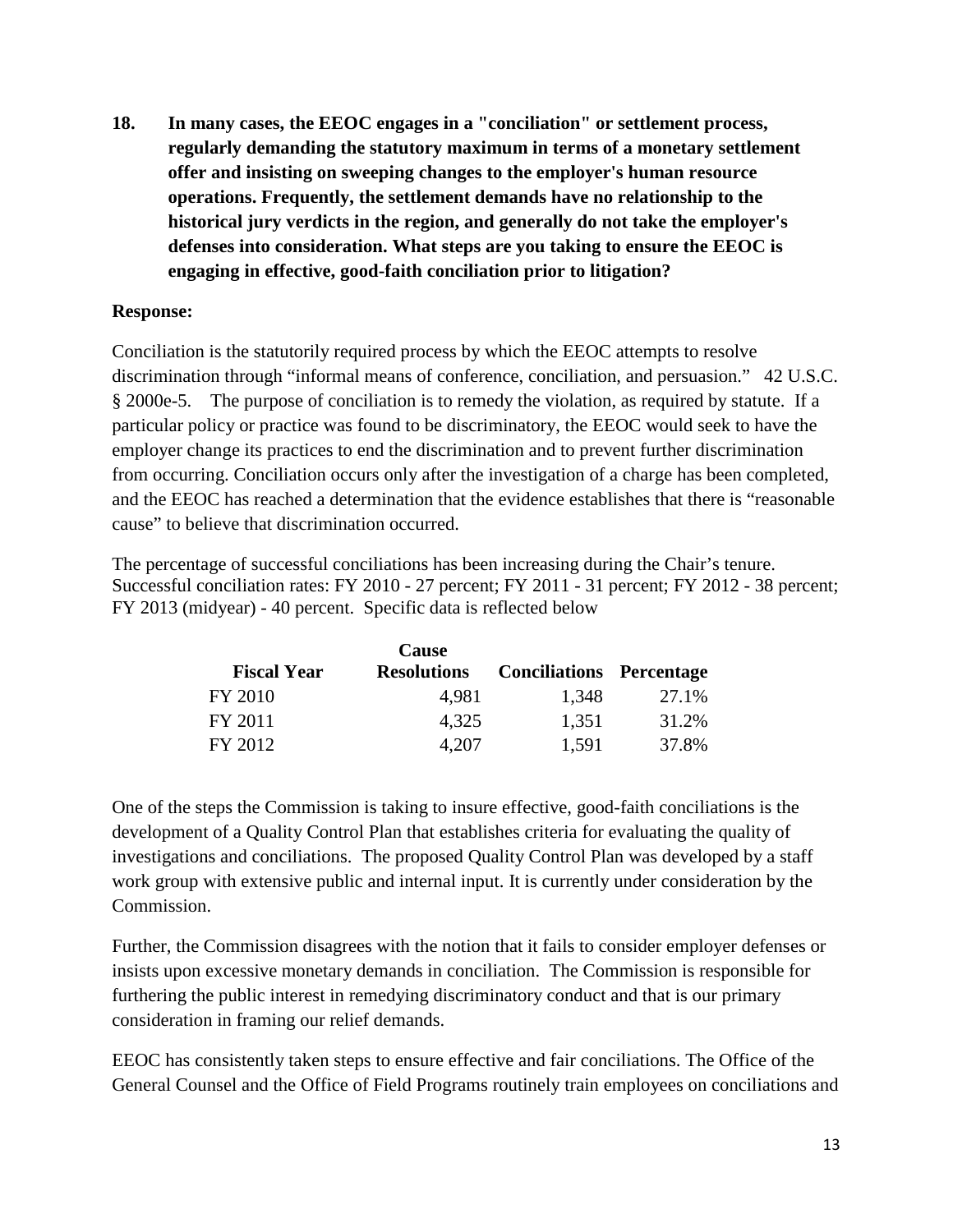**18. In many cases, the EEOC engages in a "conciliation" or settlement process, regularly demanding the statutory maximum in terms of a monetary settlement offer and insisting on sweeping changes to the employer's human resource operations. Frequently, the settlement demands have no relationship to the historical jury verdicts in the region, and generally do not take the employer's defenses into consideration. What steps are you taking to ensure the EEOC is engaging in effective, good-faith conciliation prior to litigation?**

**Response:**

Conciliation is the statutorily required process by which the EEOC attempts to resolve discrimination through "informal means of conference, conciliation, and persuasion." 42 U.S.C. § 2000e-5. The purpose of conciliation is to remedy the violation, as required by statute. If a particular policy or practice was found to be discriminatory, the EEOC would seek to have the employer change its practices to end the discrimination and to prevent further discrimination from occurring. Conciliation occurs only after the investigation of a charge has been completed, and the EEOC has reached a determination that the evidence establishes that there is "reasonable cause" to believe that discrimination occurred.

The percentage of successful conciliations has been increasing during the Chair's tenure. Successful conciliation rates: FY 2010 - 27 percent; FY 2011 - 31 percent; FY 2012 - 38 percent; FY 2013 (midyear) - 40 percent. Specific data is reflected below

| Fiscal Year | Cause Resolutions | Conciliations | Percentage |
|---|---|---|---|
| FY 2010 | 4,981 | 1,348 | 27.1% |
| FY 2011 | 4,325 | 1,351 | 31.2% |
| FY 2012 | 4,207 | 1,591 | 37.8% |

One of the steps the Commission is taking to insure effective, good-faith conciliations is the development of a Quality Control Plan that establishes criteria for evaluating the quality of investigations and conciliations. The proposed Quality Control Plan was developed by a staff work group with extensive public and internal input. It is currently under consideration by the Commission.

Further, the Commission disagrees with the notion that it fails to consider employer defenses or insists upon excessive monetary demands in conciliation. The Commission is responsible for furthering the public interest in remedying discriminatory conduct and that is our primary consideration in framing our relief demands.

EEOC has consistently taken steps to ensure effective and fair conciliations. The Office of the General Counsel and the Office of Field Programs routinely train employees on conciliations and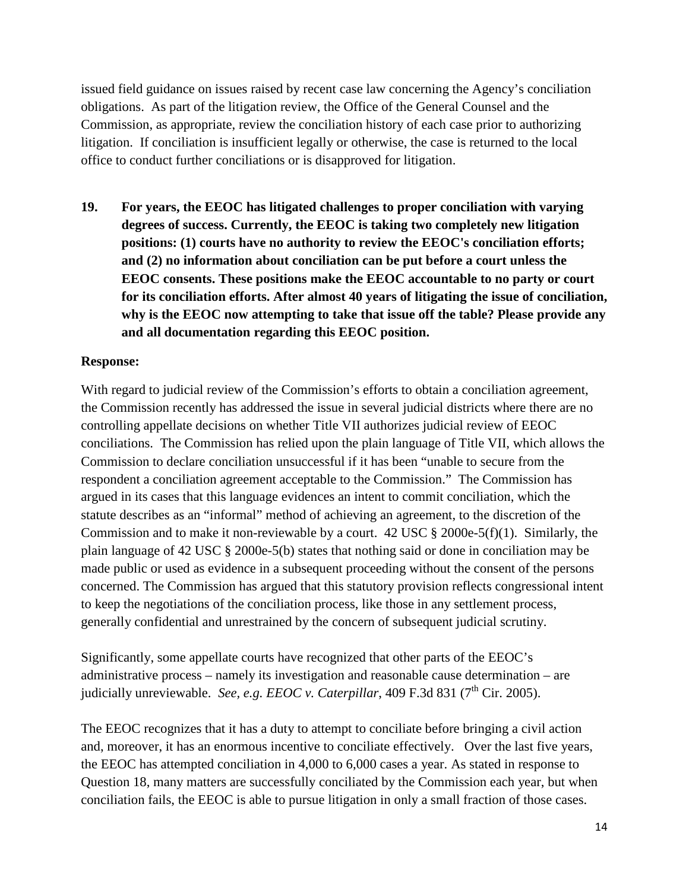issued field guidance on issues raised by recent case law concerning the Agency's conciliation obligations. As part of the litigation review, the Office of the General Counsel and the Commission, as appropriate, review the conciliation history of each case prior to authorizing litigation. If conciliation is insufficient legally or otherwise, the case is returned to the local office to conduct further conciliations or is disapproved for litigation.

**19. For years, the EEOC has litigated challenges to proper conciliation with varying degrees of success. Currently, the EEOC is taking two completely new litigation positions: (1) courts have no authority to review the EEOC's conciliation efforts; and (2) no information about conciliation can be put before a court unless the EEOC consents. These positions make the EEOC accountable to no party or court for its conciliation efforts. After almost 40 years of litigating the issue of conciliation, why is the EEOC now attempting to take that issue off the table? Please provide any and all documentation regarding this EEOC position.**

**Response:**

With regard to judicial review of the Commission's efforts to obtain a conciliation agreement, the Commission recently has addressed the issue in several judicial districts where there are no controlling appellate decisions on whether Title VII authorizes judicial review of EEOC conciliations. The Commission has relied upon the plain language of Title VII, which allows the Commission to declare conciliation unsuccessful if it has been "unable to secure from the respondent a conciliation agreement acceptable to the Commission." The Commission has argued in its cases that this language evidences an intent to commit conciliation, which the statute describes as an "informal" method of achieving an agreement, to the discretion of the Commission and to make it non-reviewable by a court. 42 USC § 2000e-5(f)(1). Similarly, the plain language of 42 USC § 2000e-5(b) states that nothing said or done in conciliation may be made public or used as evidence in a subsequent proceeding without the consent of the persons concerned. The Commission has argued that this statutory provision reflects congressional intent to keep the negotiations of the conciliation process, like those in any settlement process, generally confidential and unrestrained by the concern of subsequent judicial scrutiny.

Significantly, some appellate courts have recognized that other parts of the EEOC's administrative process – namely its investigation and reasonable cause determination – are judicially unreviewable. *See, e.g. EEOC v. Caterpillar*, 409 F.3d 831 (7th Cir. 2005).

The EEOC recognizes that it has a duty to attempt to conciliate before bringing a civil action and, moreover, it has an enormous incentive to conciliate effectively. Over the last five years, the EEOC has attempted conciliation in 4,000 to 6,000 cases a year. As stated in response to Question 18, many matters are successfully conciliated by the Commission each year, but when conciliation fails, the EEOC is able to pursue litigation in only a small fraction of those cases.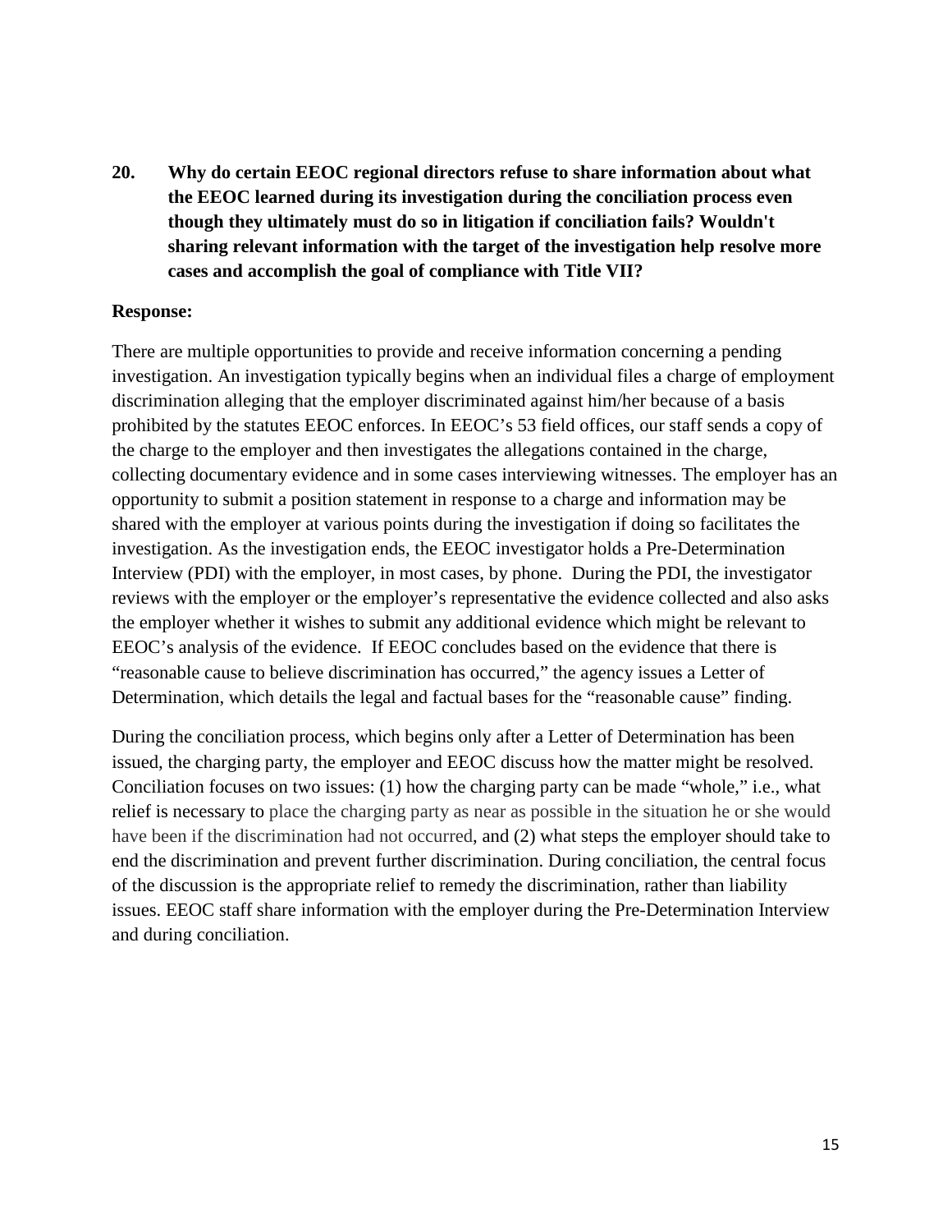**20. Why do certain EEOC regional directors refuse to share information about what the EEOC learned during its investigation during the conciliation process even though they ultimately must do so in litigation if conciliation fails? Wouldn't sharing relevant information with the target of the investigation help resolve more cases and accomplish the goal of compliance with Title VII?**

**Response:**

There are multiple opportunities to provide and receive information concerning a pending investigation. An investigation typically begins when an individual files a charge of employment discrimination alleging that the employer discriminated against him/her because of a basis prohibited by the statutes EEOC enforces. In EEOC's 53 field offices, our staff sends a copy of the charge to the employer and then investigates the allegations contained in the charge, collecting documentary evidence and in some cases interviewing witnesses. The employer has an opportunity to submit a position statement in response to a charge and information may be shared with the employer at various points during the investigation if doing so facilitates the investigation. As the investigation ends, the EEOC investigator holds a Pre-Determination Interview (PDI) with the employer, in most cases, by phone. During the PDI, the investigator reviews with the employer or the employer's representative the evidence collected and also asks the employer whether it wishes to submit any additional evidence which might be relevant to EEOC's analysis of the evidence. If EEOC concludes based on the evidence that there is "reasonable cause to believe discrimination has occurred," the agency issues a Letter of Determination, which details the legal and factual bases for the "reasonable cause" finding.

During the conciliation process, which begins only after a Letter of Determination has been issued, the charging party, the employer and EEOC discuss how the matter might be resolved. Conciliation focuses on two issues: (1) how the charging party can be made "whole," i.e., what relief is necessary to place the charging party as near as possible in the situation he or she would have been if the discrimination had not occurred, and (2) what steps the employer should take to end the discrimination and prevent further discrimination. During conciliation, the central focus of the discussion is the appropriate relief to remedy the discrimination, rather than liability issues. EEOC staff share information with the employer during the Pre-Determination Interview and during conciliation.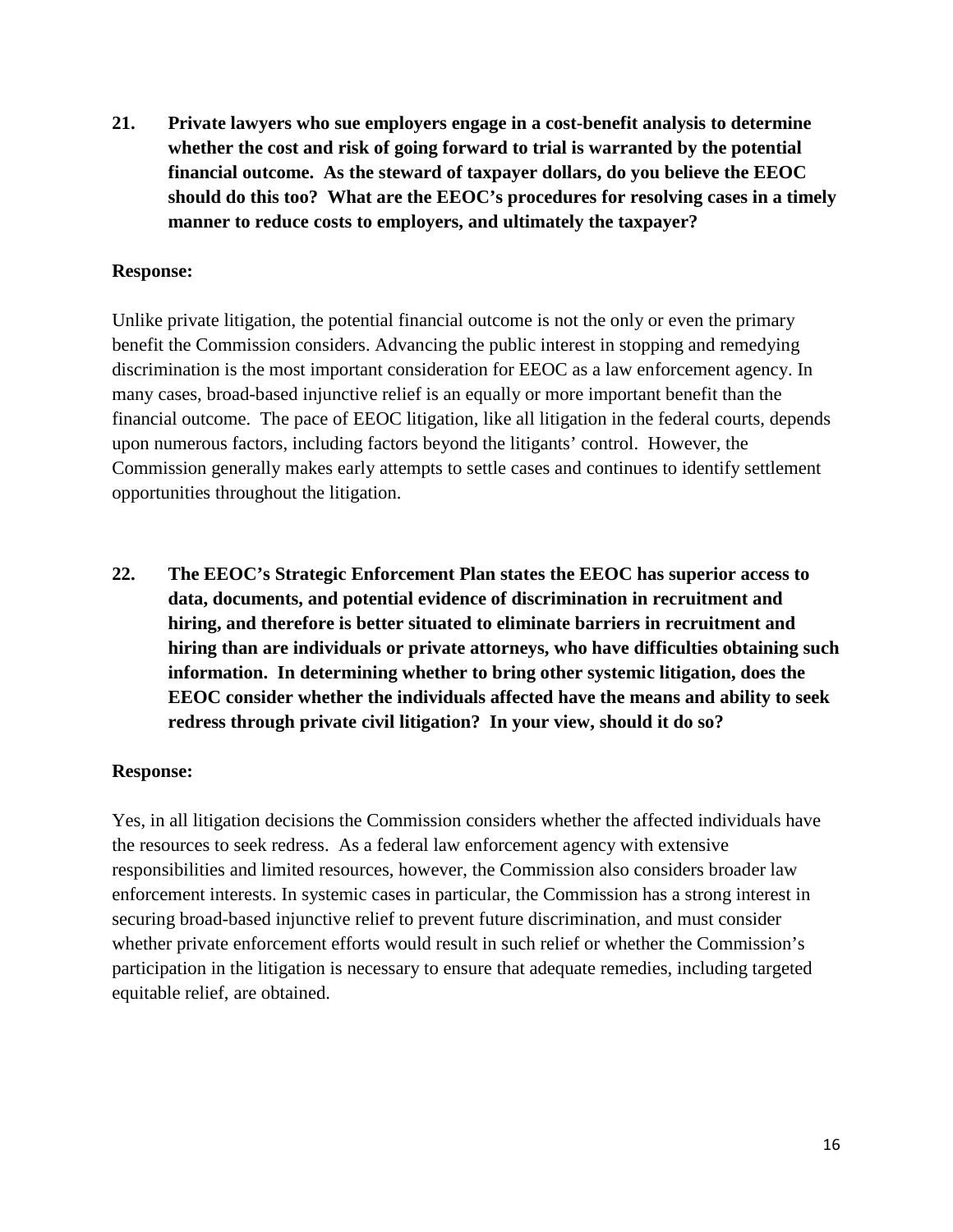**21. Private lawyers who sue employers engage in a cost-benefit analysis to determine whether the cost and risk of going forward to trial is warranted by the potential financial outcome. As the steward of taxpayer dollars, do you believe the EEOC should do this too? What are the EEOC's procedures for resolving cases in a timely manner to reduce costs to employers, and ultimately the taxpayer?**

**Response:**

Unlike private litigation, the potential financial outcome is not the only or even the primary benefit the Commission considers. Advancing the public interest in stopping and remedying discrimination is the most important consideration for EEOC as a law enforcement agency. In many cases, broad-based injunctive relief is an equally or more important benefit than the financial outcome. The pace of EEOC litigation, like all litigation in the federal courts, depends upon numerous factors, including factors beyond the litigants' control. However, the Commission generally makes early attempts to settle cases and continues to identify settlement opportunities throughout the litigation.

**22. The EEOC's Strategic Enforcement Plan states the EEOC has superior access to data, documents, and potential evidence of discrimination in recruitment and hiring, and therefore is better situated to eliminate barriers in recruitment and hiring than are individuals or private attorneys, who have difficulties obtaining such information. In determining whether to bring other systemic litigation, does the EEOC consider whether the individuals affected have the means and ability to seek redress through private civil litigation? In your view, should it do so?**

**Response:**

Yes, in all litigation decisions the Commission considers whether the affected individuals have the resources to seek redress. As a federal law enforcement agency with extensive responsibilities and limited resources, however, the Commission also considers broader law enforcement interests. In systemic cases in particular, the Commission has a strong interest in securing broad-based injunctive relief to prevent future discrimination, and must consider whether private enforcement efforts would result in such relief or whether the Commission's participation in the litigation is necessary to ensure that adequate remedies, including targeted equitable relief, are obtained.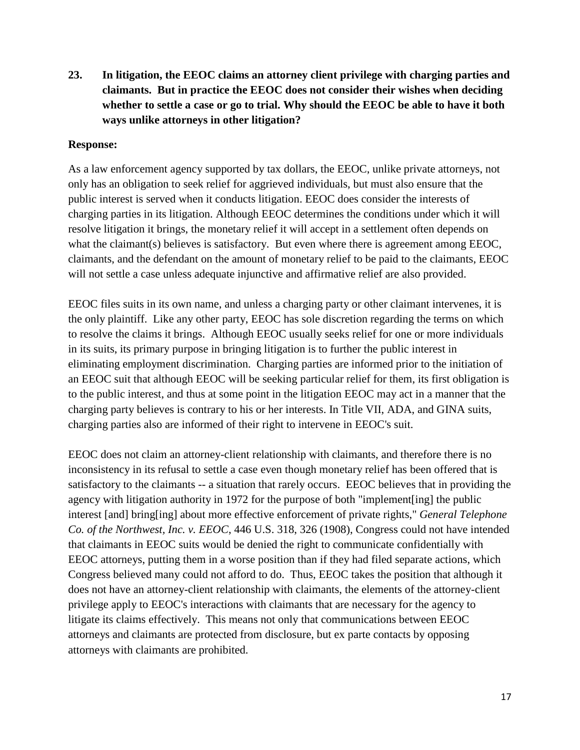**23. In litigation, the EEOC claims an attorney client privilege with charging parties and claimants. But in practice the EEOC does not consider their wishes when deciding whether to settle a case or go to trial. Why should the EEOC be able to have it both ways unlike attorneys in other litigation?**

**Response:**

As a law enforcement agency supported by tax dollars, the EEOC, unlike private attorneys, not only has an obligation to seek relief for aggrieved individuals, but must also ensure that the public interest is served when it conducts litigation. EEOC does consider the interests of charging parties in its litigation. Although EEOC determines the conditions under which it will resolve litigation it brings, the monetary relief it will accept in a settlement often depends on what the claimant(s) believes is satisfactory. But even where there is agreement among EEOC, claimants, and the defendant on the amount of monetary relief to be paid to the claimants, EEOC will not settle a case unless adequate injunctive and affirmative relief are also provided.

EEOC files suits in its own name, and unless a charging party or other claimant intervenes, it is the only plaintiff. Like any other party, EEOC has sole discretion regarding the terms on which to resolve the claims it brings. Although EEOC usually seeks relief for one or more individuals in its suits, its primary purpose in bringing litigation is to further the public interest in eliminating employment discrimination. Charging parties are informed prior to the initiation of an EEOC suit that although EEOC will be seeking particular relief for them, its first obligation is to the public interest, and thus at some point in the litigation EEOC may act in a manner that the charging party believes is contrary to his or her interests. In Title VII, ADA, and GINA suits, charging parties also are informed of their right to intervene in EEOC's suit.

EEOC does not claim an attorney-client relationship with claimants, and therefore there is no inconsistency in its refusal to settle a case even though monetary relief has been offered that is satisfactory to the claimants -- a situation that rarely occurs. EEOC believes that in providing the agency with litigation authority in 1972 for the purpose of both "implement[ing] the public interest [and] bring[ing] about more effective enforcement of private rights," *General Telephone Co. of the Northwest, Inc. v. EEOC*, 446 U.S. 318, 326 (1908), Congress could not have intended that claimants in EEOC suits would be denied the right to communicate confidentially with EEOC attorneys, putting them in a worse position than if they had filed separate actions, which Congress believed many could not afford to do. Thus, EEOC takes the position that although it does not have an attorney-client relationship with claimants, the elements of the attorney-client privilege apply to EEOC's interactions with claimants that are necessary for the agency to litigate its claims effectively. This means not only that communications between EEOC attorneys and claimants are protected from disclosure, but ex parte contacts by opposing attorneys with claimants are prohibited.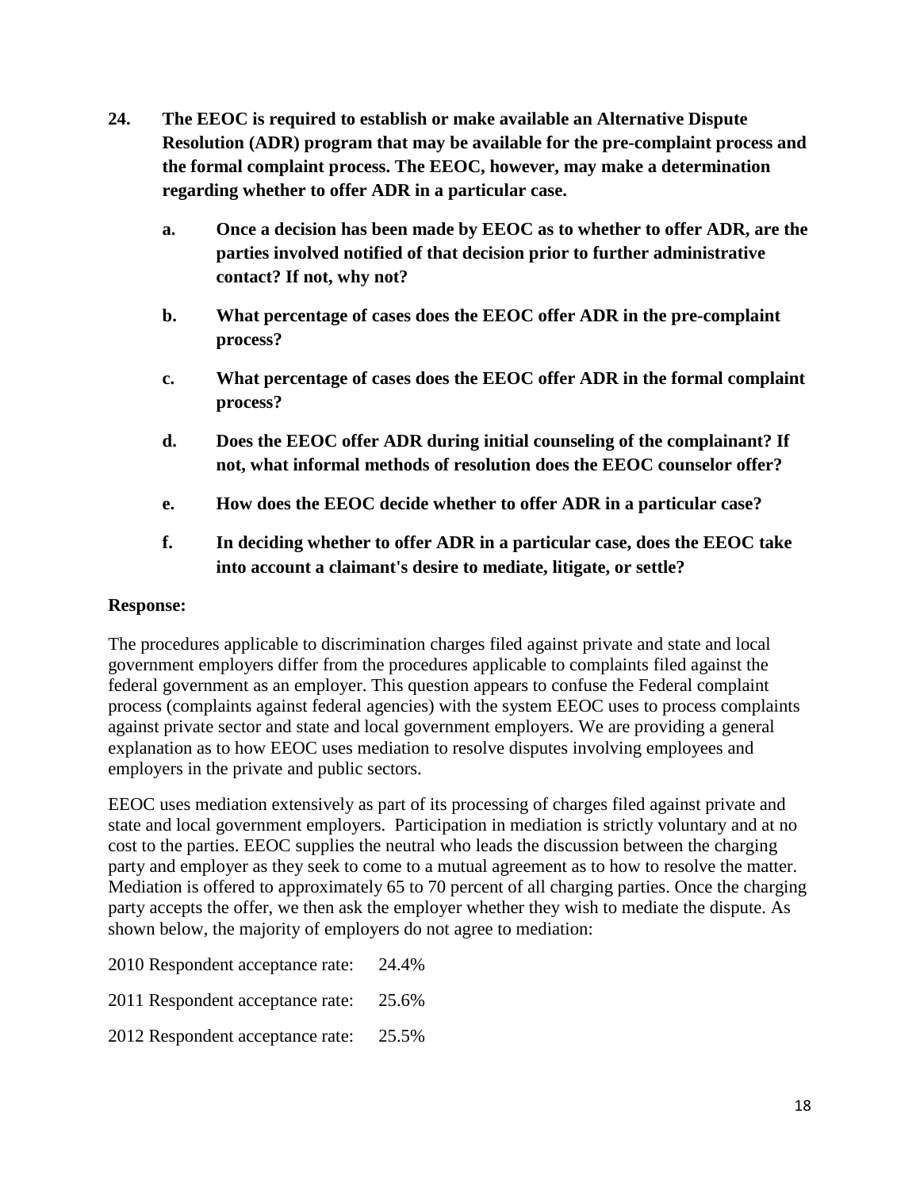**24. The EEOC is required to establish or make available an Alternative Dispute Resolution (ADR) program that may be available for the pre-complaint process and the formal complaint process. The EEOC, however, may make a determination regarding whether to offer ADR in a particular case.**

> **a. Once a decision has been made by EEOC as to whether to offer ADR, are the parties involved notified of that decision prior to further administrative contact? If not, why not?**
>
> **b. What percentage of cases does the EEOC offer ADR in the pre-complaint process?**
>
> **c. What percentage of cases does the EEOC offer ADR in the formal complaint process?**
>
> **d. Does the EEOC offer ADR during initial counseling of the complainant? If not, what informal methods of resolution does the EEOC counselor offer?**
>
> **e. How does the EEOC decide whether to offer ADR in a particular case?**
>
> **f. In deciding whether to offer ADR in a particular case, does the EEOC take into account a claimant's desire to mediate, litigate, or settle?**

**Response:**

The procedures applicable to discrimination charges filed against private and state and local government employers differ from the procedures applicable to complaints filed against the federal government as an employer. This question appears to confuse the Federal complaint process (complaints against federal agencies) with the system EEOC uses to process complaints against private sector and state and local government employers. We are providing a general explanation as to how EEOC uses mediation to resolve disputes involving employees and employers in the private and public sectors.

EEOC uses mediation extensively as part of its processing of charges filed against private and state and local government employers. Participation in mediation is strictly voluntary and at no cost to the parties. EEOC supplies the neutral who leads the discussion between the charging party and employer as they seek to come to a mutual agreement as to how to resolve the matter. Mediation is offered to approximately 65 to 70 percent of all charging parties. Once the charging party accepts the offer, we then ask the employer whether they wish to mediate the dispute. As shown below, the majority of employers do not agree to mediation:

2010 Respondent acceptance rate: 24.4%

2011 Respondent acceptance rate: 25.6%

2012 Respondent acceptance rate: 25.5%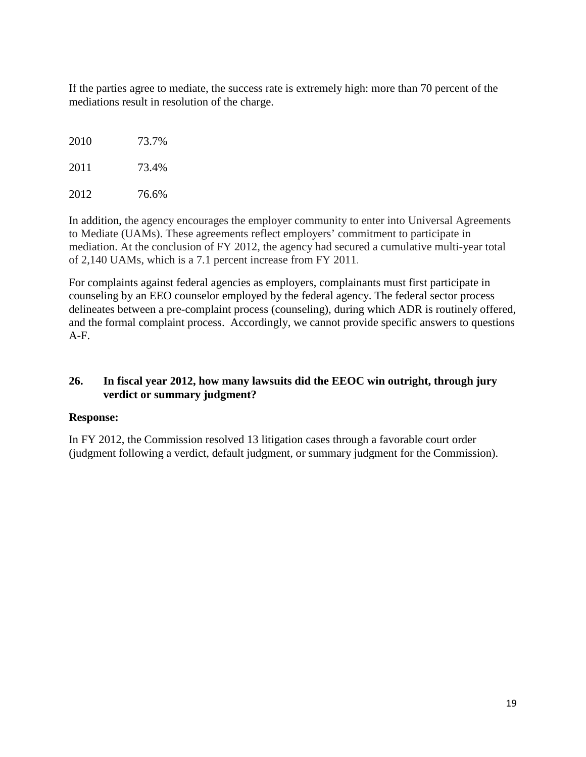If the parties agree to mediate, the success rate is extremely high: more than 70 percent of the mediations result in resolution of the charge.

| | |
|---|---|
| 2010 | 73.7% |
| 2011 | 73.4% |
| 2012 | 76.6% |

In addition, the agency encourages the employer community to enter into Universal Agreements to Mediate (UAMs). These agreements reflect employers' commitment to participate in mediation. At the conclusion of FY 2012, the agency had secured a cumulative multi-year total of 2,140 UAMs, which is a 7.1 percent increase from FY 2011.

For complaints against federal agencies as employers, complainants must first participate in counseling by an EEO counselor employed by the federal agency. The federal sector process delineates between a pre-complaint process (counseling), during which ADR is routinely offered, and the formal complaint process. Accordingly, we cannot provide specific answers to questions A-F.

**26. In fiscal year 2012, how many lawsuits did the EEOC win outright, through jury verdict or summary judgment?**

**Response:**

In FY 2012, the Commission resolved 13 litigation cases through a favorable court order (judgment following a verdict, default judgment, or summary judgment for the Commission).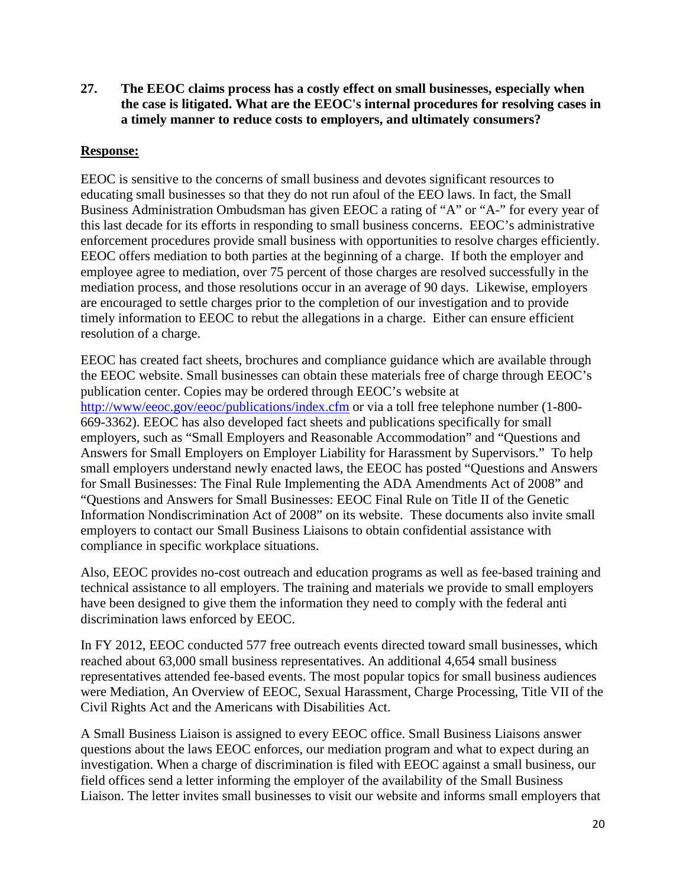**27. The EEOC claims process has a costly effect on small businesses, especially when the case is litigated. What are the EEOC's internal procedures for resolving cases in a timely manner to reduce costs to employers, and ultimately consumers?**

**Response:**

EEOC is sensitive to the concerns of small business and devotes significant resources to educating small businesses so that they do not run afoul of the EEO laws. In fact, the Small Business Administration Ombudsman has given EEOC a rating of "A" or "A-" for every year of this last decade for its efforts in responding to small business concerns. EEOC's administrative enforcement procedures provide small business with opportunities to resolve charges efficiently. EEOC offers mediation to both parties at the beginning of a charge. If both the employer and employee agree to mediation, over 75 percent of those charges are resolved successfully in the mediation process, and those resolutions occur in an average of 90 days. Likewise, employers are encouraged to settle charges prior to the completion of our investigation and to provide timely information to EEOC to rebut the allegations in a charge. Either can ensure efficient resolution of a charge.

EEOC has created fact sheets, brochures and compliance guidance which are available through the EEOC website. Small businesses can obtain these materials free of charge through EEOC's publication center. Copies may be ordered through EEOC's website at [http://www/eeoc.gov/eeoc/publications/index.cfm](http://www/eeoc.gov/eeoc/publications/index.cfm) or via a toll free telephone number (1-800-669-3362). EEOC has also developed fact sheets and publications specifically for small employers, such as "Small Employers and Reasonable Accommodation" and "Questions and Answers for Small Employers on Employer Liability for Harassment by Supervisors." To help small employers understand newly enacted laws, the EEOC has posted "Questions and Answers for Small Businesses: The Final Rule Implementing the ADA Amendments Act of 2008" and "Questions and Answers for Small Businesses: EEOC Final Rule on Title II of the Genetic Information Nondiscrimination Act of 2008" on its website. These documents also invite small employers to contact our Small Business Liaisons to obtain confidential assistance with compliance in specific workplace situations.

Also, EEOC provides no-cost outreach and education programs as well as fee-based training and technical assistance to all employers. The training and materials we provide to small employers have been designed to give them the information they need to comply with the federal anti discrimination laws enforced by EEOC.

In FY 2012, EEOC conducted 577 free outreach events directed toward small businesses, which reached about 63,000 small business representatives. An additional 4,654 small business representatives attended fee-based events. The most popular topics for small business audiences were Mediation, An Overview of EEOC, Sexual Harassment, Charge Processing, Title VII of the Civil Rights Act and the Americans with Disabilities Act.

A Small Business Liaison is assigned to every EEOC office. Small Business Liaisons answer questions about the laws EEOC enforces, our mediation program and what to expect during an investigation. When a charge of discrimination is filed with EEOC against a small business, our field offices send a letter informing the employer of the availability of the Small Business Liaison. The letter invites small businesses to visit our website and informs small employers that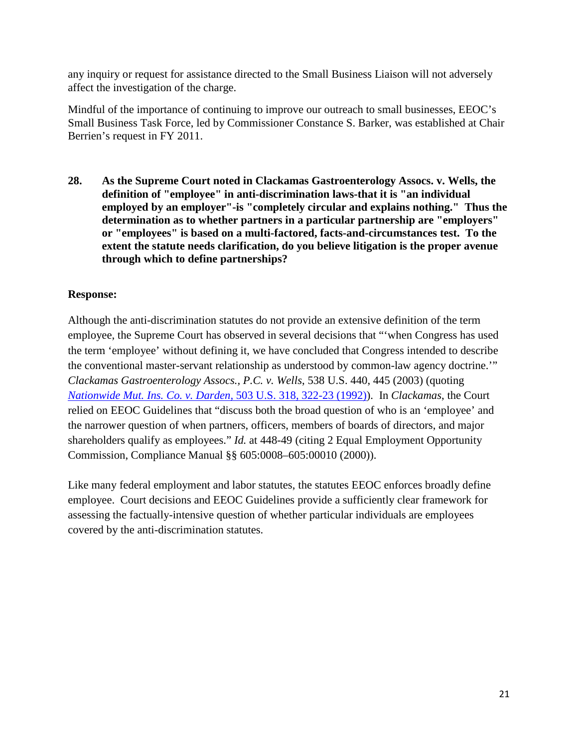any inquiry or request for assistance directed to the Small Business Liaison will not adversely affect the investigation of the charge.

Mindful of the importance of continuing to improve our outreach to small businesses, EEOC's Small Business Task Force, led by Commissioner Constance S. Barker, was established at Chair Berrien's request in FY 2011.

**28. As the Supreme Court noted in Clackamas Gastroenterology Assocs. v. Wells, the definition of "employee" in anti-discrimination laws-that it is "an individual employed by an employer"-is "completely circular and explains nothing." Thus the determination as to whether partners in a particular partnership are "employers" or "employees" is based on a multi-factored, facts-and-circumstances test. To the extent the statute needs clarification, do you believe litigation is the proper avenue through which to define partnerships?**

**Response:**

Although the anti-discrimination statutes do not provide an extensive definition of the term employee, the Supreme Court has observed in several decisions that "'when Congress has used the term 'employee' without defining it, we have concluded that Congress intended to describe the conventional master-servant relationship as understood by common-law agency doctrine.'" *Clackamas Gastroenterology Assocs., P.C. v. Wells*, 538 U.S. 440, 445 (2003) (quoting *Nationwide Mut. Ins. Co. v. Darden*, 503 U.S. 318, 322-23 (1992)). In *Clackamas*, the Court relied on EEOC Guidelines that "discuss both the broad question of who is an 'employee' and the narrower question of when partners, officers, members of boards of directors, and major shareholders qualify as employees." *Id.* at 448-49 (citing 2 Equal Employment Opportunity Commission, Compliance Manual §§ 605:0008–605:00010 (2000)).

Like many federal employment and labor statutes, the statutes EEOC enforces broadly define employee. Court decisions and EEOC Guidelines provide a sufficiently clear framework for assessing the factually-intensive question of whether particular individuals are employees covered by the anti-discrimination statutes.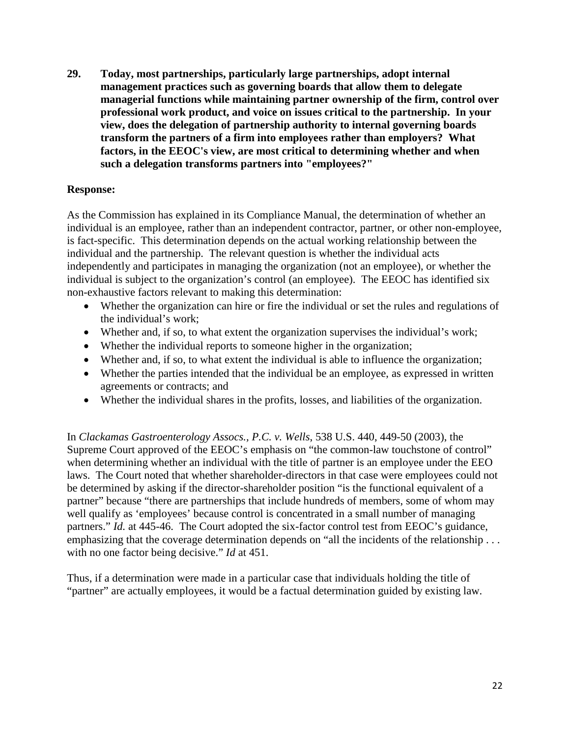**29. Today, most partnerships, particularly large partnerships, adopt internal management practices such as governing boards that allow them to delegate managerial functions while maintaining partner ownership of the firm, control over professional work product, and voice on issues critical to the partnership. In your view, does the delegation of partnership authority to internal governing boards transform the partners of a firm into employees rather than employers? What factors, in the EEOC's view, are most critical to determining whether and when such a delegation transforms partners into "employees?"**

**Response:**

As the Commission has explained in its Compliance Manual, the determination of whether an individual is an employee, rather than an independent contractor, partner, or other non-employee, is fact-specific. This determination depends on the actual working relationship between the individual and the partnership. The relevant question is whether the individual acts independently and participates in managing the organization (not an employee), or whether the individual is subject to the organization's control (an employee). The EEOC has identified six non-exhaustive factors relevant to making this determination:

- Whether the organization can hire or fire the individual or set the rules and regulations of the individual's work;
- Whether and, if so, to what extent the organization supervises the individual's work;
- Whether the individual reports to someone higher in the organization;
- Whether and, if so, to what extent the individual is able to influence the organization;
- Whether the parties intended that the individual be an employee, as expressed in written agreements or contracts; and
- Whether the individual shares in the profits, losses, and liabilities of the organization.

In *Clackamas Gastroenterology Assocs., P.C. v. Wells*, 538 U.S. 440, 449-50 (2003), the Supreme Court approved of the EEOC's emphasis on "the common-law touchstone of control" when determining whether an individual with the title of partner is an employee under the EEO laws. The Court noted that whether shareholder-directors in that case were employees could not be determined by asking if the director-shareholder position "is the functional equivalent of a partner" because "there are partnerships that include hundreds of members, some of whom may well qualify as 'employees' because control is concentrated in a small number of managing partners." *Id.* at 445-46. The Court adopted the six-factor control test from EEOC's guidance, emphasizing that the coverage determination depends on "all the incidents of the relationship . . . with no one factor being decisive." *Id* at 451.

Thus, if a determination were made in a particular case that individuals holding the title of "partner" are actually employees, it would be a factual determination guided by existing law.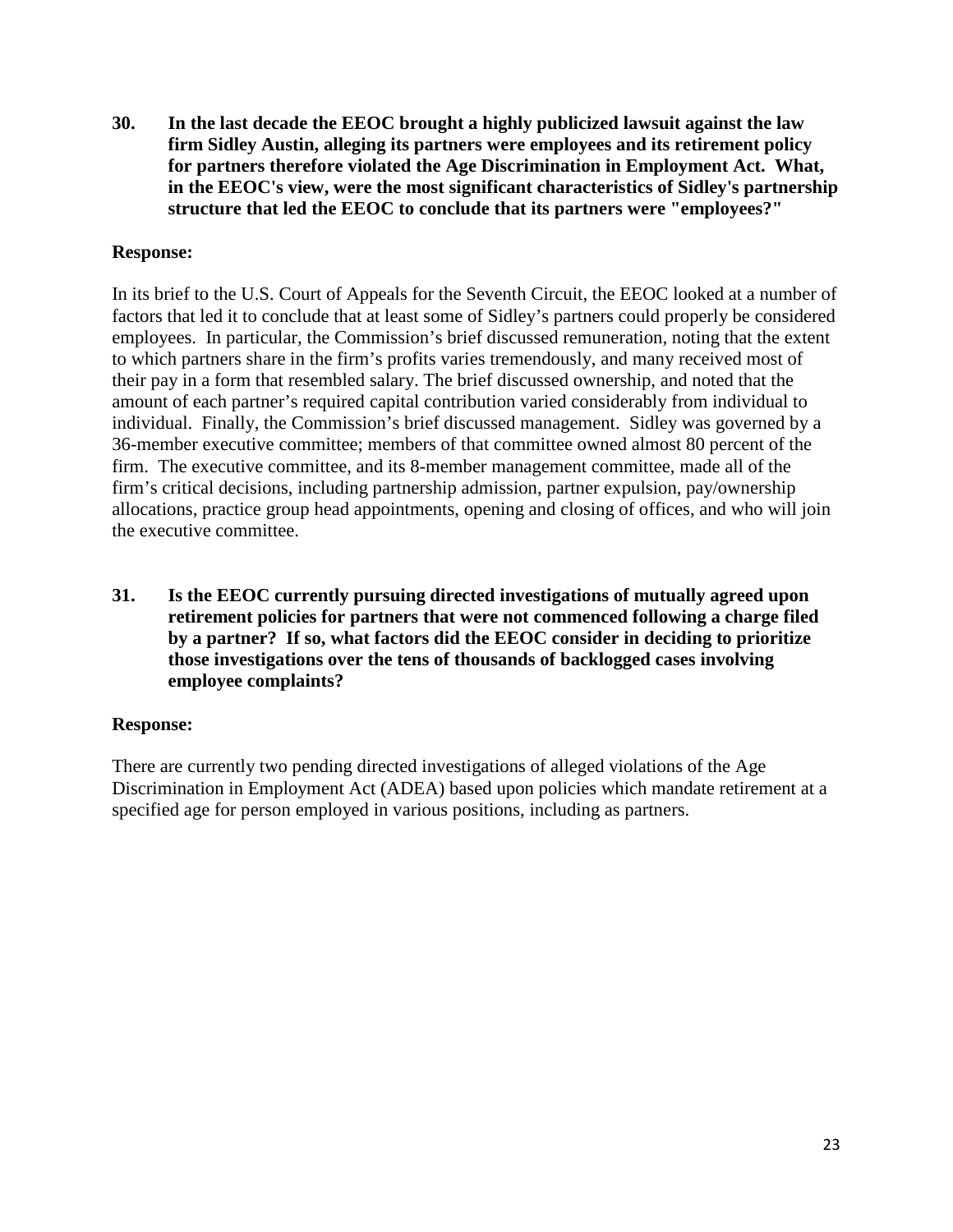**30. In the last decade the EEOC brought a highly publicized lawsuit against the law firm Sidley Austin, alleging its partners were employees and its retirement policy for partners therefore violated the Age Discrimination in Employment Act. What, in the EEOC's view, were the most significant characteristics of Sidley's partnership structure that led the EEOC to conclude that its partners were "employees?"**

**Response:**

In its brief to the U.S. Court of Appeals for the Seventh Circuit, the EEOC looked at a number of factors that led it to conclude that at least some of Sidley's partners could properly be considered employees. In particular, the Commission's brief discussed remuneration, noting that the extent to which partners share in the firm's profits varies tremendously, and many received most of their pay in a form that resembled salary. The brief discussed ownership, and noted that the amount of each partner's required capital contribution varied considerably from individual to individual. Finally, the Commission's brief discussed management. Sidley was governed by a 36-member executive committee; members of that committee owned almost 80 percent of the firm. The executive committee, and its 8-member management committee, made all of the firm's critical decisions, including partnership admission, partner expulsion, pay/ownership allocations, practice group head appointments, opening and closing of offices, and who will join the executive committee.

**31. Is the EEOC currently pursuing directed investigations of mutually agreed upon retirement policies for partners that were not commenced following a charge filed by a partner? If so, what factors did the EEOC consider in deciding to prioritize those investigations over the tens of thousands of backlogged cases involving employee complaints?**

**Response:**

There are currently two pending directed investigations of alleged violations of the Age Discrimination in Employment Act (ADEA) based upon policies which mandate retirement at a specified age for person employed in various positions, including as partners.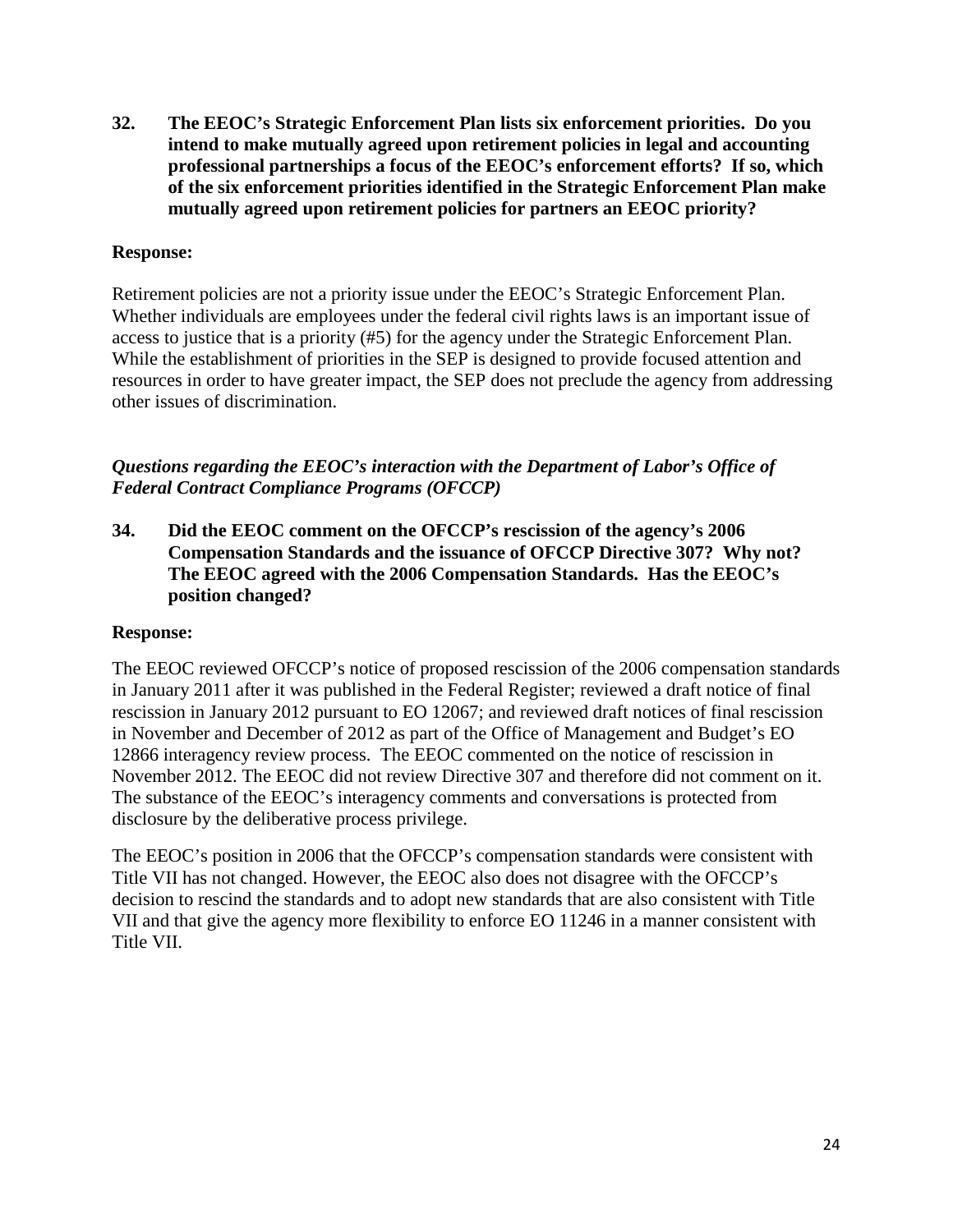**32. The EEOC's Strategic Enforcement Plan lists six enforcement priorities. Do you intend to make mutually agreed upon retirement policies in legal and accounting professional partnerships a focus of the EEOC's enforcement efforts? If so, which of the six enforcement priorities identified in the Strategic Enforcement Plan make mutually agreed upon retirement policies for partners an EEOC priority?**

**Response:**

Retirement policies are not a priority issue under the EEOC's Strategic Enforcement Plan. Whether individuals are employees under the federal civil rights laws is an important issue of access to justice that is a priority (#5) for the agency under the Strategic Enforcement Plan. While the establishment of priorities in the SEP is designed to provide focused attention and resources in order to have greater impact, the SEP does not preclude the agency from addressing other issues of discrimination.

***Questions regarding the EEOC's interaction with the Department of Labor's Office of Federal Contract Compliance Programs (OFCCP)***

**34. Did the EEOC comment on the OFCCP's rescission of the agency's 2006 Compensation Standards and the issuance of OFCCP Directive 307? Why not? The EEOC agreed with the 2006 Compensation Standards. Has the EEOC's position changed?**

**Response:**

The EEOC reviewed OFCCP's notice of proposed rescission of the 2006 compensation standards in January 2011 after it was published in the Federal Register; reviewed a draft notice of final rescission in January 2012 pursuant to EO 12067; and reviewed draft notices of final rescission in November and December of 2012 as part of the Office of Management and Budget's EO 12866 interagency review process. The EEOC commented on the notice of rescission in November 2012. The EEOC did not review Directive 307 and therefore did not comment on it. The substance of the EEOC's interagency comments and conversations is protected from disclosure by the deliberative process privilege.

The EEOC's position in 2006 that the OFCCP's compensation standards were consistent with Title VII has not changed. However, the EEOC also does not disagree with the OFCCP's decision to rescind the standards and to adopt new standards that are also consistent with Title VII and that give the agency more flexibility to enforce EO 11246 in a manner consistent with Title VII.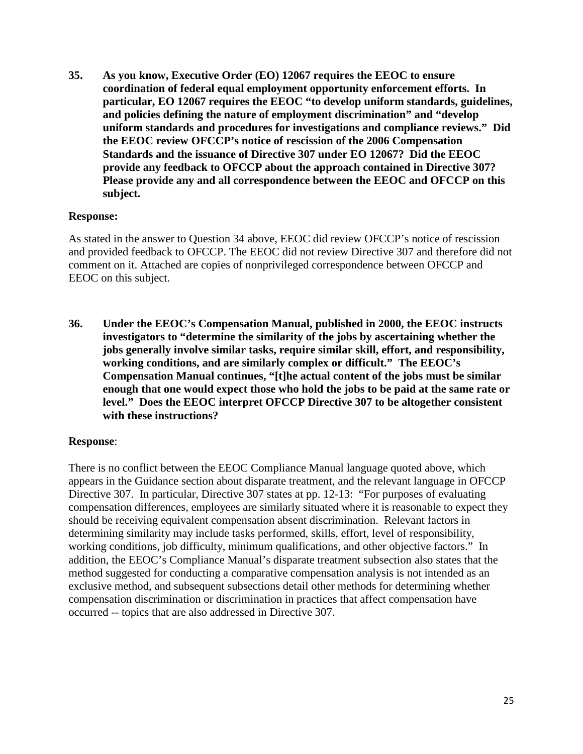**35. As you know, Executive Order (EO) 12067 requires the EEOC to ensure coordination of federal equal employment opportunity enforcement efforts. In particular, EO 12067 requires the EEOC "to develop uniform standards, guidelines, and policies defining the nature of employment discrimination" and "develop uniform standards and procedures for investigations and compliance reviews." Did the EEOC review OFCCP's notice of rescission of the 2006 Compensation Standards and the issuance of Directive 307 under EO 12067? Did the EEOC provide any feedback to OFCCP about the approach contained in Directive 307? Please provide any and all correspondence between the EEOC and OFCCP on this subject.**

**Response:**

As stated in the answer to Question 34 above, EEOC did review OFCCP's notice of rescission and provided feedback to OFCCP. The EEOC did not review Directive 307 and therefore did not comment on it. Attached are copies of nonprivileged correspondence between OFCCP and EEOC on this subject.

**36. Under the EEOC's Compensation Manual, published in 2000, the EEOC instructs investigators to "determine the similarity of the jobs by ascertaining whether the jobs generally involve similar tasks, require similar skill, effort, and responsibility, working conditions, and are similarly complex or difficult." The EEOC's Compensation Manual continues, "[t]he actual content of the jobs must be similar enough that one would expect those who hold the jobs to be paid at the same rate or level." Does the EEOC interpret OFCCP Directive 307 to be altogether consistent with these instructions?**

**Response**:

There is no conflict between the EEOC Compliance Manual language quoted above, which appears in the Guidance section about disparate treatment, and the relevant language in OFCCP Directive 307. In particular, Directive 307 states at pp. 12-13: "For purposes of evaluating compensation differences, employees are similarly situated where it is reasonable to expect they should be receiving equivalent compensation absent discrimination. Relevant factors in determining similarity may include tasks performed, skills, effort, level of responsibility, working conditions, job difficulty, minimum qualifications, and other objective factors." In addition, the EEOC's Compliance Manual's disparate treatment subsection also states that the method suggested for conducting a comparative compensation analysis is not intended as an exclusive method, and subsequent subsections detail other methods for determining whether compensation discrimination or discrimination in practices that affect compensation have occurred -- topics that are also addressed in Directive 307.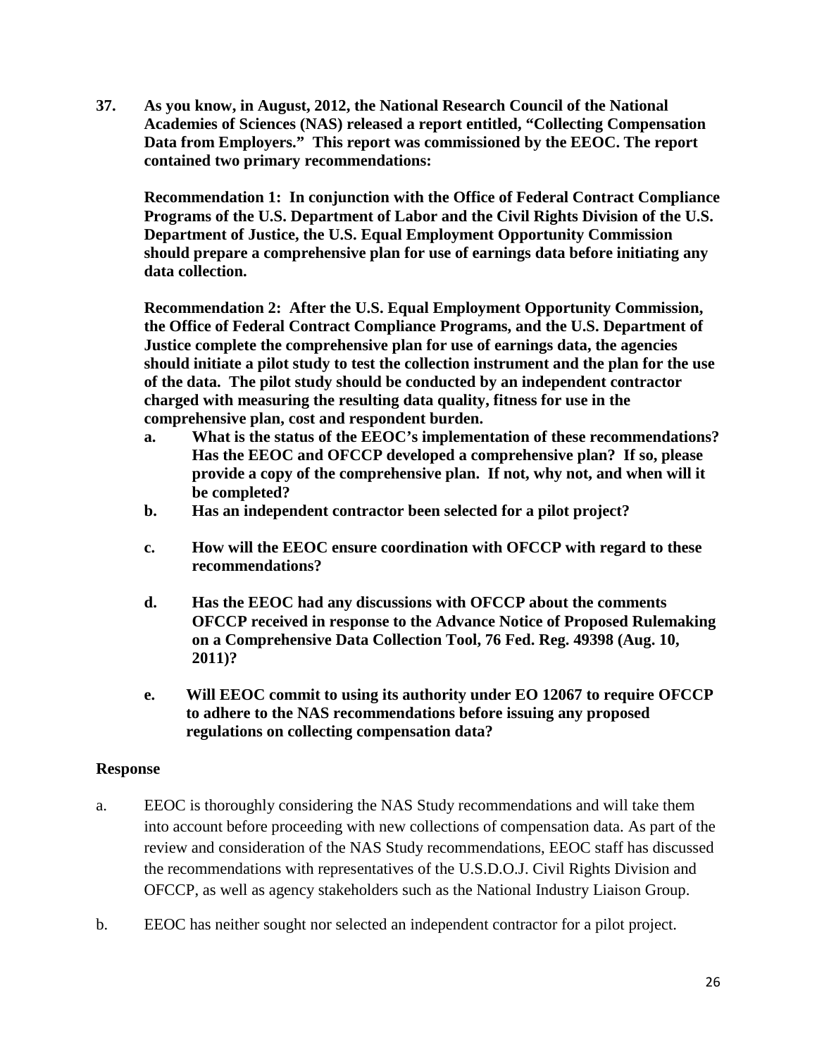**37. As you know, in August, 2012, the National Research Council of the National Academies of Sciences (NAS) released a report entitled, "Collecting Compensation Data from Employers." This report was commissioned by the EEOC. The report contained two primary recommendations:**

**Recommendation 1: In conjunction with the Office of Federal Contract Compliance Programs of the U.S. Department of Labor and the Civil Rights Division of the U.S. Department of Justice, the U.S. Equal Employment Opportunity Commission should prepare a comprehensive plan for use of earnings data before initiating any data collection.**

**Recommendation 2: After the U.S. Equal Employment Opportunity Commission, the Office of Federal Contract Compliance Programs, and the U.S. Department of Justice complete the comprehensive plan for use of earnings data, the agencies should initiate a pilot study to test the collection instrument and the plan for the use of the data. The pilot study should be conducted by an independent contractor charged with measuring the resulting data quality, fitness for use in the comprehensive plan, cost and respondent burden.**

**a. What is the status of the EEOC's implementation of these recommendations? Has the EEOC and OFCCP developed a comprehensive plan? If so, please provide a copy of the comprehensive plan. If not, why not, and when will it be completed?**

**b. Has an independent contractor been selected for a pilot project?**

**c. How will the EEOC ensure coordination with OFCCP with regard to these recommendations?**

**d. Has the EEOC had any discussions with OFCCP about the comments OFCCP received in response to the Advance Notice of Proposed Rulemaking on a Comprehensive Data Collection Tool, 76 Fed. Reg. 49398 (Aug. 10, 2011)?**

**e. Will EEOC commit to using its authority under EO 12067 to require OFCCP to adhere to the NAS recommendations before issuing any proposed regulations on collecting compensation data?**

**Response**

a. EEOC is thoroughly considering the NAS Study recommendations and will take them into account before proceeding with new collections of compensation data. As part of the review and consideration of the NAS Study recommendations, EEOC staff has discussed the recommendations with representatives of the U.S.D.O.J. Civil Rights Division and OFCCP, as well as agency stakeholders such as the National Industry Liaison Group.

b. EEOC has neither sought nor selected an independent contractor for a pilot project.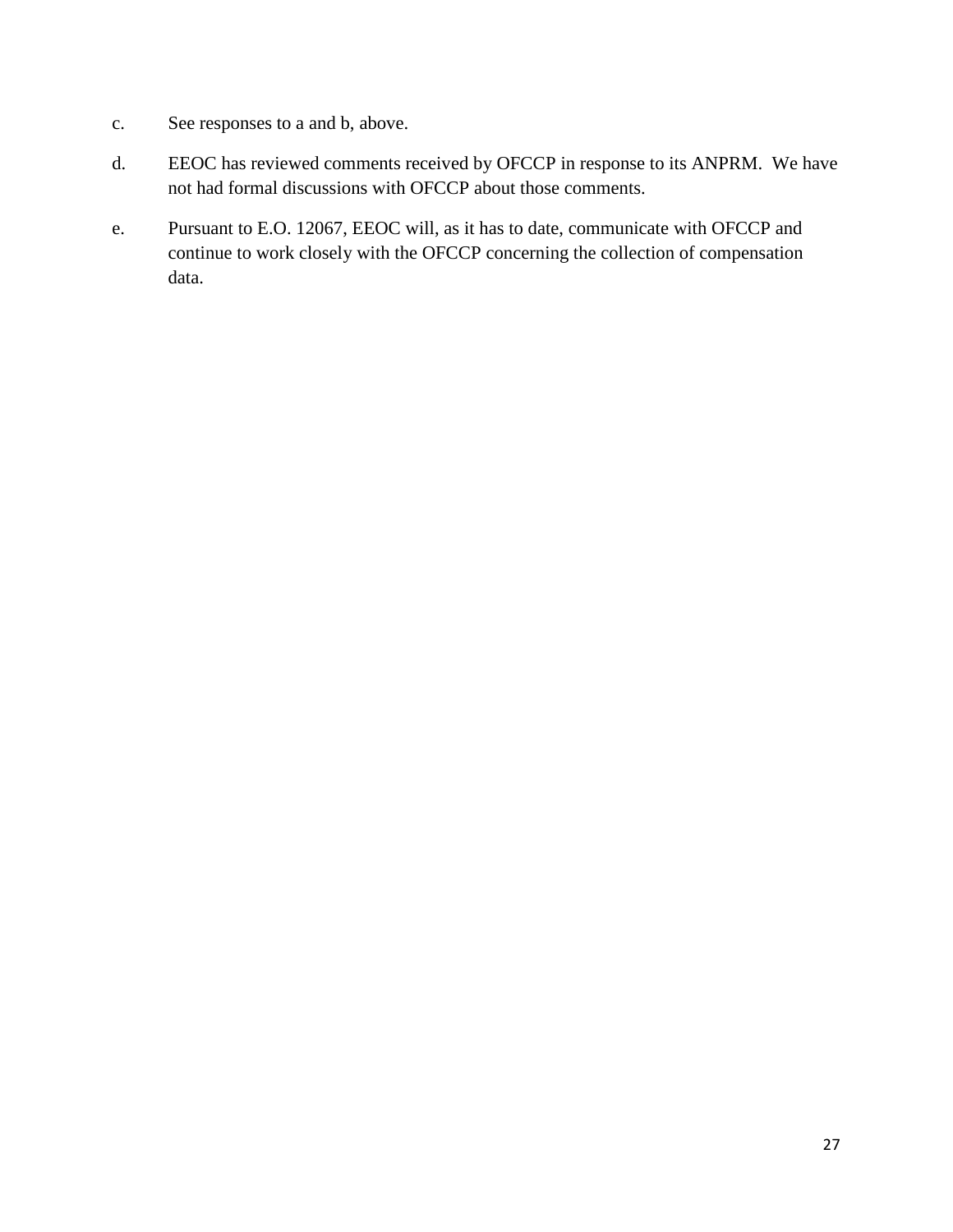c. See responses to a and b, above.

d. EEOC has reviewed comments received by OFCCP in response to its ANPRM. We have not had formal discussions with OFCCP about those comments.

e. Pursuant to E.O. 12067, EEOC will, as it has to date, communicate with OFCCP and continue to work closely with the OFCCP concerning the collection of compensation data.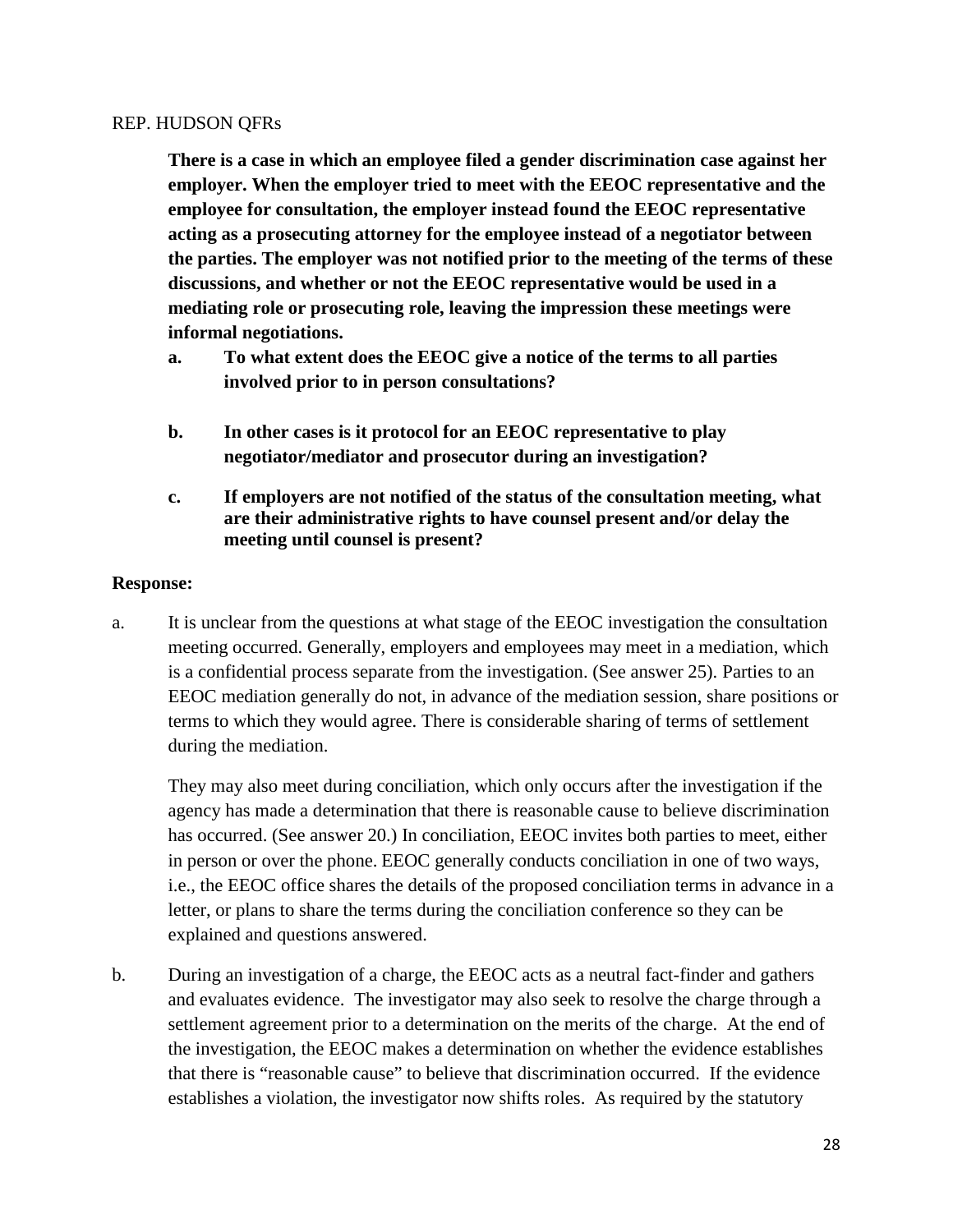REP. HUDSON QFRs

**There is a case in which an employee filed a gender discrimination case against her employer. When the employer tried to meet with the EEOC representative and the employee for consultation, the employer instead found the EEOC representative acting as a prosecuting attorney for the employee instead of a negotiator between the parties. The employer was not notified prior to the meeting of the terms of these discussions, and whether or not the EEOC representative would be used in a mediating role or prosecuting role, leaving the impression these meetings were informal negotiations.**

- **a. To what extent does the EEOC give a notice of the terms to all parties involved prior to in person consultations?**
- **b. In other cases is it protocol for an EEOC representative to play negotiator/mediator and prosecutor during an investigation?**
- **c. If employers are not notified of the status of the consultation meeting, what are their administrative rights to have counsel present and/or delay the meeting until counsel is present?**

**Response:**

a. It is unclear from the questions at what stage of the EEOC investigation the consultation meeting occurred. Generally, employers and employees may meet in a mediation, which is a confidential process separate from the investigation. (See answer 25). Parties to an EEOC mediation generally do not, in advance of the mediation session, share positions or terms to which they would agree. There is considerable sharing of terms of settlement during the mediation.

They may also meet during conciliation, which only occurs after the investigation if the agency has made a determination that there is reasonable cause to believe discrimination has occurred. (See answer 20.) In conciliation, EEOC invites both parties to meet, either in person or over the phone. EEOC generally conducts conciliation in one of two ways, i.e., the EEOC office shares the details of the proposed conciliation terms in advance in a letter, or plans to share the terms during the conciliation conference so they can be explained and questions answered.

b. During an investigation of a charge, the EEOC acts as a neutral fact-finder and gathers and evaluates evidence. The investigator may also seek to resolve the charge through a settlement agreement prior to a determination on the merits of the charge. At the end of the investigation, the EEOC makes a determination on whether the evidence establishes that there is "reasonable cause" to believe that discrimination occurred. If the evidence establishes a violation, the investigator now shifts roles. As required by the statutory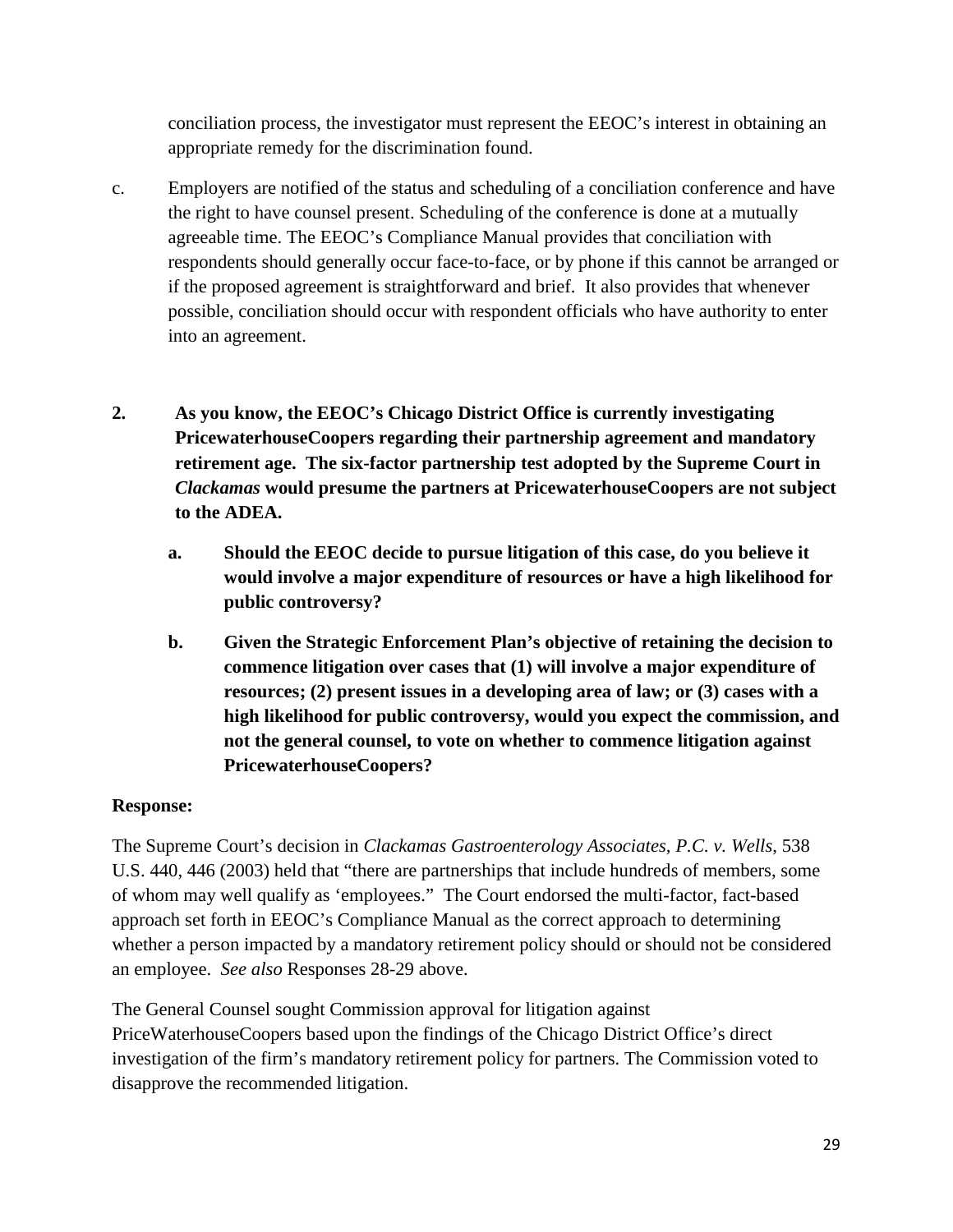conciliation process, the investigator must represent the EEOC's interest in obtaining an appropriate remedy for the discrimination found.

c. Employers are notified of the status and scheduling of a conciliation conference and have the right to have counsel present. Scheduling of the conference is done at a mutually agreeable time. The EEOC's Compliance Manual provides that conciliation with respondents should generally occur face-to-face, or by phone if this cannot be arranged or if the proposed agreement is straightforward and brief. It also provides that whenever possible, conciliation should occur with respondent officials who have authority to enter into an agreement.

**2. As you know, the EEOC's Chicago District Office is currently investigating PricewaterhouseCoopers regarding their partnership agreement and mandatory retirement age. The six-factor partnership test adopted by the Supreme Court in *Clackamas* would presume the partners at PricewaterhouseCoopers are not subject to the ADEA.**

**a. Should the EEOC decide to pursue litigation of this case, do you believe it would involve a major expenditure of resources or have a high likelihood for public controversy?**

**b. Given the Strategic Enforcement Plan's objective of retaining the decision to commence litigation over cases that (1) will involve a major expenditure of resources; (2) present issues in a developing area of law; or (3) cases with a high likelihood for public controversy, would you expect the commission, and not the general counsel, to vote on whether to commence litigation against PricewaterhouseCoopers?**

**Response:**

The Supreme Court's decision in *Clackamas Gastroenterology Associates, P.C. v. Wells*, 538 U.S. 440, 446 (2003) held that "there are partnerships that include hundreds of members, some of whom may well qualify as 'employees." The Court endorsed the multi-factor, fact-based approach set forth in EEOC's Compliance Manual as the correct approach to determining whether a person impacted by a mandatory retirement policy should or should not be considered an employee. *See also* Responses 28-29 above.

The General Counsel sought Commission approval for litigation against PriceWaterhouseCoopers based upon the findings of the Chicago District Office's direct investigation of the firm's mandatory retirement policy for partners. The Commission voted to disapprove the recommended litigation.